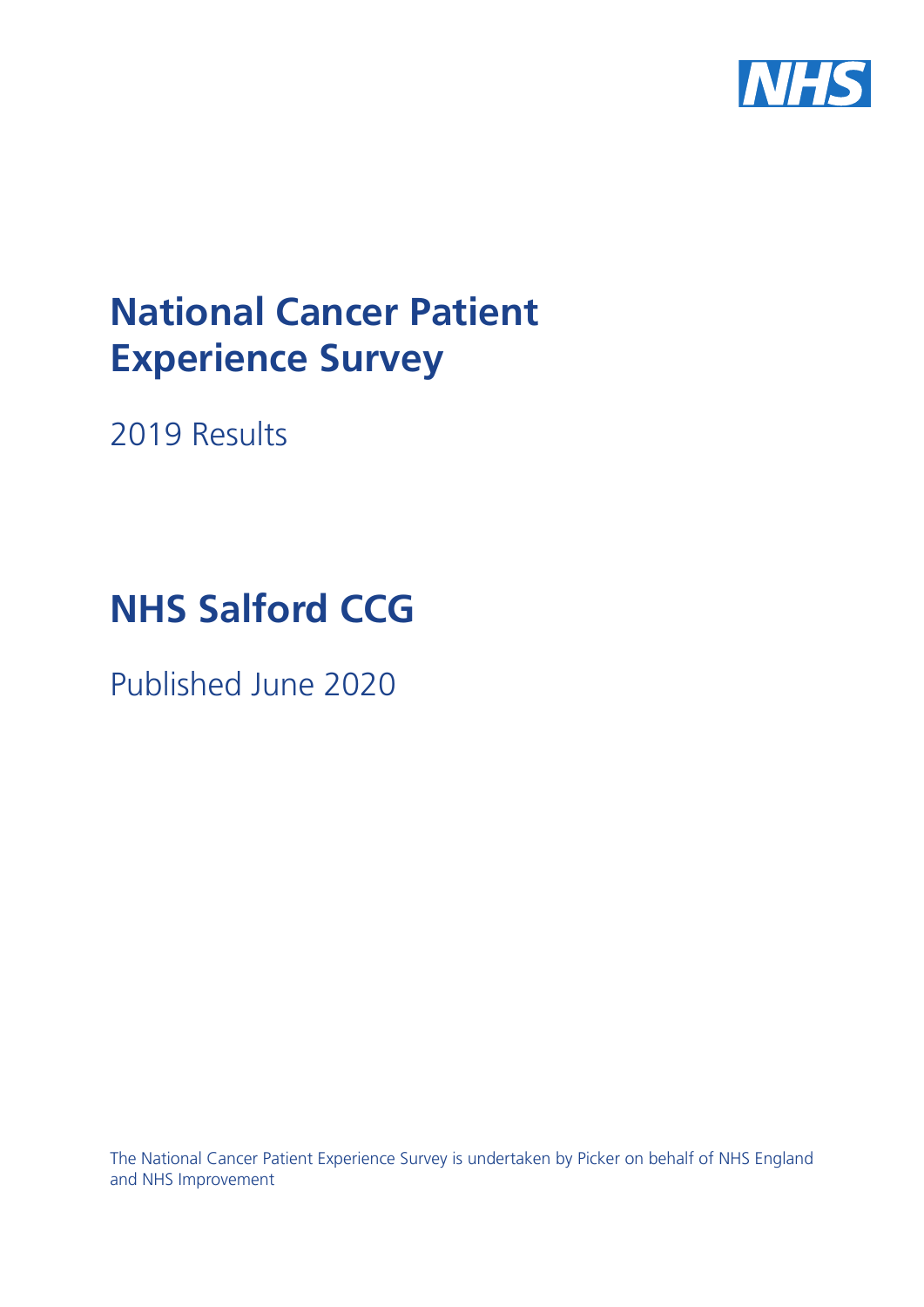# National Cancer Patient Experience Survey

2019 Results

# NHS Salford CCG

Published June 2020

The National Cancer Patient Experience Survey is undertaken by Picker on behalf of NHS England and NHS Improvement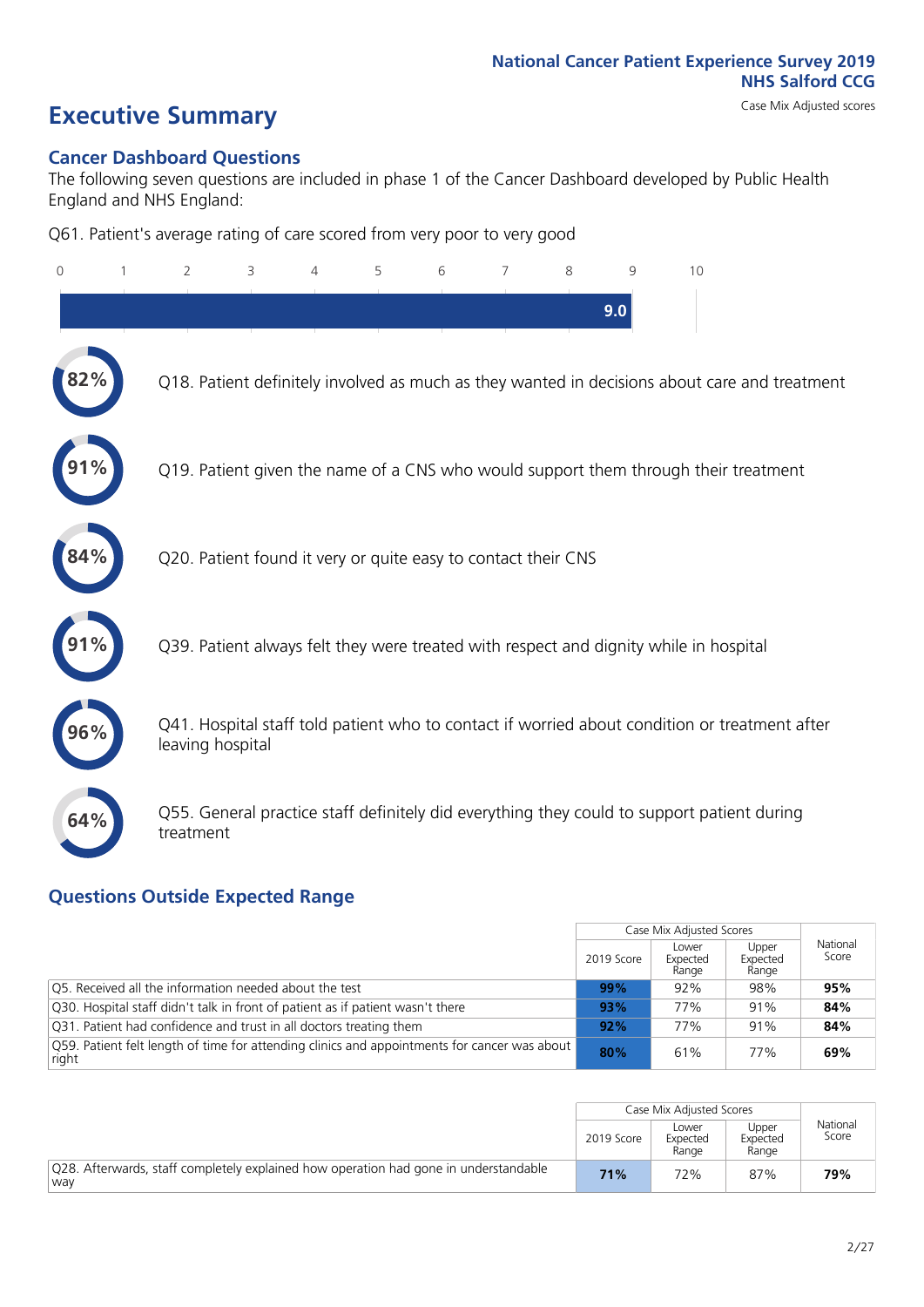National Cancer Patient Experience Survey 2019
NHS Salford CCG
Case Mix Adjusted scores

# Executive Summary

## Cancer Dashboard Questions

The following seven questions are included in phase 1 of the Cancer Dashboard developed by Public Health England and NHS England:

Q61. Patient's average rating of care scored from very poor to very good

9.0

- 82% Q18. Patient definitely involved as much as they wanted in decisions about care and treatment
- 91% Q19. Patient given the name of a CNS who would support them through their treatment
- 84% Q20. Patient found it very or quite easy to contact their CNS
- 91% Q39. Patient always felt they were treated with respect and dignity while in hospital
- 96% Q41. Hospital staff told patient who to contact if worried about condition or treatment after leaving hospital
- 64% Q55. General practice staff definitely did everything they could to support patient during treatment

## Questions Outside Expected Range

| | Case Mix Adjusted Scores | | | National Score |
|---|---|---|---|---|
| | 2019 Score | Lower Expected Range | Upper Expected Range | |
| Q5. Received all the information needed about the test | **99%** | 92% | 98% | **95%** |
| Q30. Hospital staff didn't talk in front of patient as if patient wasn't there | **93%** | 77% | 91% | **84%** |
| Q31. Patient had confidence and trust in all doctors treating them | **92%** | 77% | 91% | **84%** |
| Q59. Patient felt length of time for attending clinics and appointments for cancer was about right | **80%** | 61% | 77% | **69%** |

| | Case Mix Adjusted Scores | | | National Score |
|---|---|---|---|---|
| | 2019 Score | Lower Expected Range | Upper Expected Range | |
| Q28. Afterwards, staff completely explained how operation had gone in understandable way | **71%** | 72% | 87% | **79%** |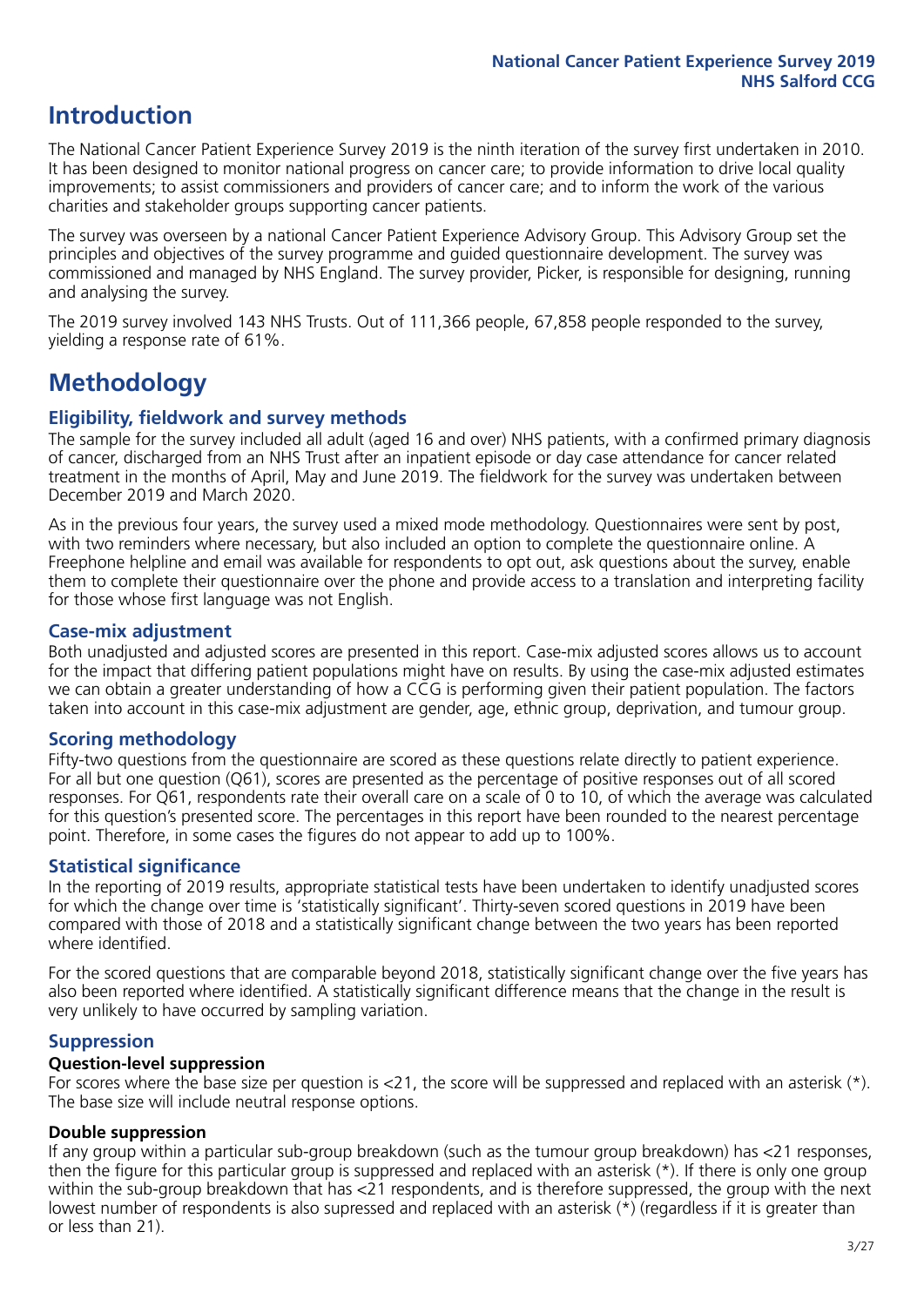# Introduction

The National Cancer Patient Experience Survey 2019 is the ninth iteration of the survey first undertaken in 2010. It has been designed to monitor national progress on cancer care; to provide information to drive local quality improvements; to assist commissioners and providers of cancer care; and to inform the work of the various charities and stakeholder groups supporting cancer patients.

The survey was overseen by a national Cancer Patient Experience Advisory Group. This Advisory Group set the principles and objectives of the survey programme and guided questionnaire development. The survey was commissioned and managed by NHS England. The survey provider, Picker, is responsible for designing, running and analysing the survey.

The 2019 survey involved 143 NHS Trusts. Out of 111,366 people, 67,858 people responded to the survey, yielding a response rate of 61%.

# Methodology

## Eligibility, fieldwork and survey methods

The sample for the survey included all adult (aged 16 and over) NHS patients, with a confirmed primary diagnosis of cancer, discharged from an NHS Trust after an inpatient episode or day case attendance for cancer related treatment in the months of April, May and June 2019. The fieldwork for the survey was undertaken between December 2019 and March 2020.

As in the previous four years, the survey used a mixed mode methodology. Questionnaires were sent by post, with two reminders where necessary, but also included an option to complete the questionnaire online. A Freephone helpline and email was available for respondents to opt out, ask questions about the survey, enable them to complete their questionnaire over the phone and provide access to a translation and interpreting facility for those whose first language was not English.

## Case-mix adjustment

Both unadjusted and adjusted scores are presented in this report. Case-mix adjusted scores allows us to account for the impact that differing patient populations might have on results. By using the case-mix adjusted estimates we can obtain a greater understanding of how a CCG is performing given their patient population. The factors taken into account in this case-mix adjustment are gender, age, ethnic group, deprivation, and tumour group.

## Scoring methodology

Fifty-two questions from the questionnaire are scored as these questions relate directly to patient experience. For all but one question (Q61), scores are presented as the percentage of positive responses out of all scored responses. For Q61, respondents rate their overall care on a scale of 0 to 10, of which the average was calculated for this question's presented score. The percentages in this report have been rounded to the nearest percentage point. Therefore, in some cases the figures do not appear to add up to 100%.

## Statistical significance

In the reporting of 2019 results, appropriate statistical tests have been undertaken to identify unadjusted scores for which the change over time is 'statistically significant'. Thirty-seven scored questions in 2019 have been compared with those of 2018 and a statistically significant change between the two years has been reported where identified.

For the scored questions that are comparable beyond 2018, statistically significant change over the five years has also been reported where identified. A statistically significant difference means that the change in the result is very unlikely to have occurred by sampling variation.

## Suppression

### Question-level suppression

For scores where the base size per question is <21, the score will be suppressed and replaced with an asterisk (*). The base size will include neutral response options.

### Double suppression

If any group within a particular sub-group breakdown (such as the tumour group breakdown) has <21 responses, then the figure for this particular group is suppressed and replaced with an asterisk (*). If there is only one group within the sub-group breakdown that has <21 respondents, and is therefore suppressed, the group with the next lowest number of respondents is also supressed and replaced with an asterisk (*) (regardless if it is greater than or less than 21).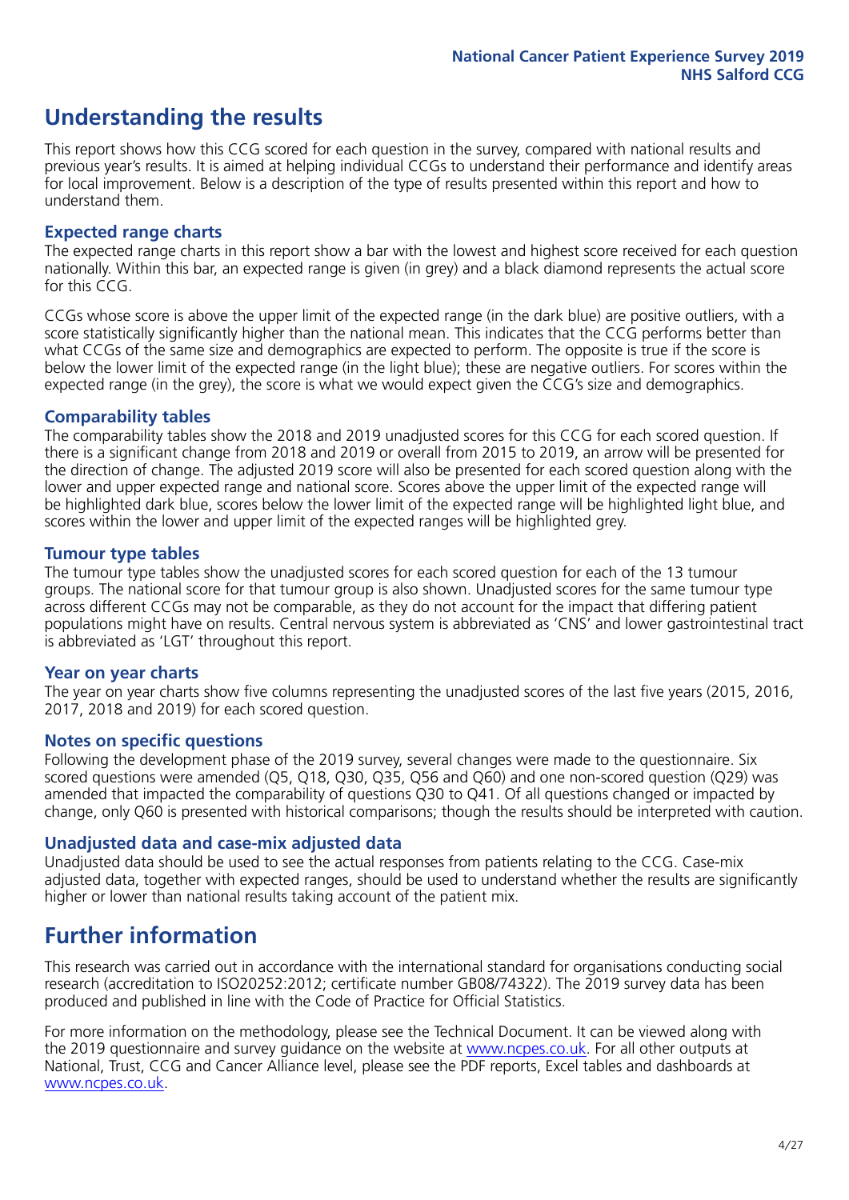# Understanding the results

This report shows how this CCG scored for each question in the survey, compared with national results and previous year's results. It is aimed at helping individual CCGs to understand their performance and identify areas for local improvement. Below is a description of the type of results presented within this report and how to understand them.

## Expected range charts

The expected range charts in this report show a bar with the lowest and highest score received for each question nationally. Within this bar, an expected range is given (in grey) and a black diamond represents the actual score for this CCG.

CCGs whose score is above the upper limit of the expected range (in the dark blue) are positive outliers, with a score statistically significantly higher than the national mean. This indicates that the CCG performs better than what CCGs of the same size and demographics are expected to perform. The opposite is true if the score is below the lower limit of the expected range (in the light blue); these are negative outliers. For scores within the expected range (in the grey), the score is what we would expect given the CCG's size and demographics.

## Comparability tables

The comparability tables show the 2018 and 2019 unadjusted scores for this CCG for each scored question. If there is a significant change from 2018 and 2019 or overall from 2015 to 2019, an arrow will be presented for the direction of change. The adjusted 2019 score will also be presented for each scored question along with the lower and upper expected range and national score. Scores above the upper limit of the expected range will be highlighted dark blue, scores below the lower limit of the expected range will be highlighted light blue, and scores within the lower and upper limit of the expected ranges will be highlighted grey.

## Tumour type tables

The tumour type tables show the unadjusted scores for each scored question for each of the 13 tumour groups. The national score for that tumour group is also shown. Unadjusted scores for the same tumour type across different CCGs may not be comparable, as they do not account for the impact that differing patient populations might have on results. Central nervous system is abbreviated as 'CNS' and lower gastrointestinal tract is abbreviated as 'LGT' throughout this report.

## Year on year charts

The year on year charts show five columns representing the unadjusted scores of the last five years (2015, 2016, 2017, 2018 and 2019) for each scored question.

## Notes on specific questions

Following the development phase of the 2019 survey, several changes were made to the questionnaire. Six scored questions were amended (Q5, Q18, Q30, Q35, Q56 and Q60) and one non-scored question (Q29) was amended that impacted the comparability of questions Q30 to Q41. Of all questions changed or impacted by change, only Q60 is presented with historical comparisons; though the results should be interpreted with caution.

## Unadjusted data and case-mix adjusted data

Unadjusted data should be used to see the actual responses from patients relating to the CCG. Case-mix adjusted data, together with expected ranges, should be used to understand whether the results are significantly higher or lower than national results taking account of the patient mix.

# Further information

This research was carried out in accordance with the international standard for organisations conducting social research (accreditation to ISO20252:2012; certificate number GB08/74322). The 2019 survey data has been produced and published in line with the Code of Practice for Official Statistics.

For more information on the methodology, please see the Technical Document. It can be viewed along with the 2019 questionnaire and survey guidance on the website at www.ncpes.co.uk. For all other outputs at National, Trust, CCG and Cancer Alliance level, please see the PDF reports, Excel tables and dashboards at www.ncpes.co.uk.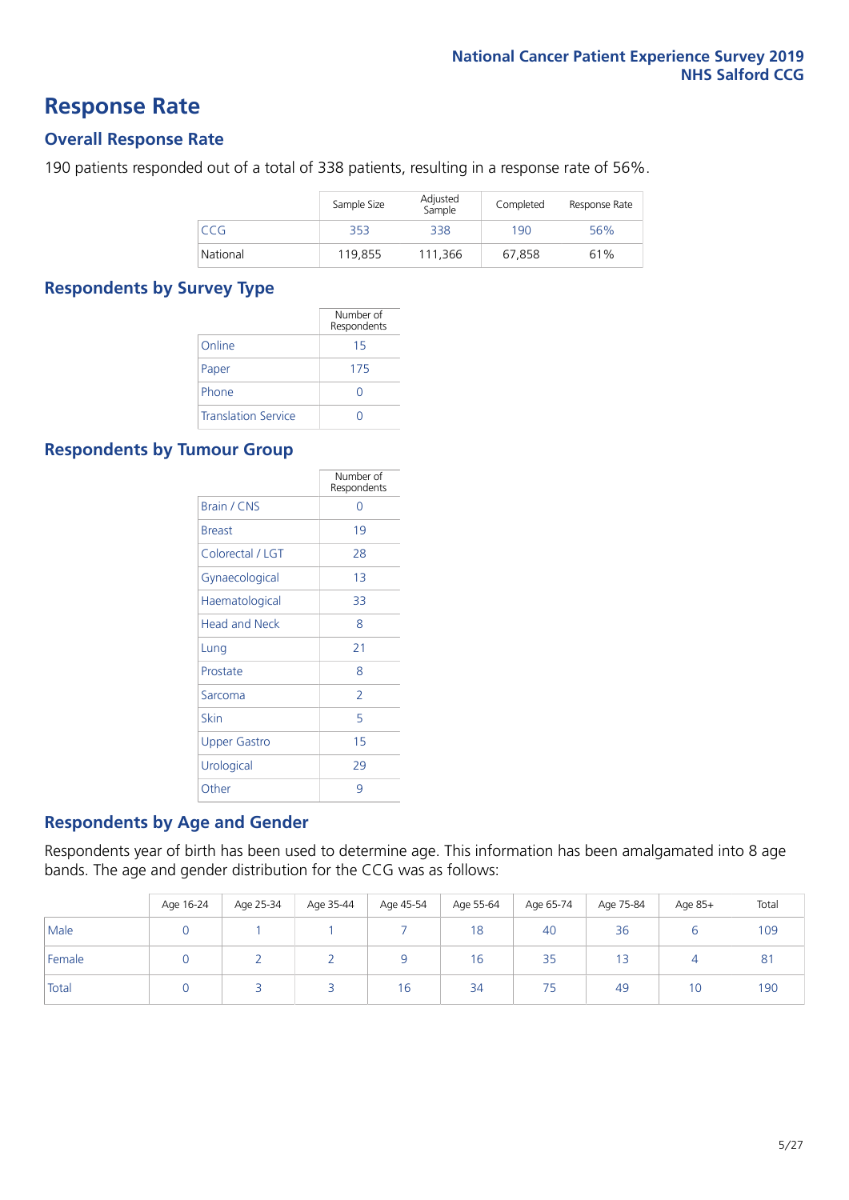# Response Rate

## Overall Response Rate

190 patients responded out of a total of 338 patients, resulting in a response rate of 56%.

| | Sample Size | Adjusted Sample | Completed | Response Rate |
|---|---|---|---|---|
| CCG | 353 | 338 | 190 | 56% |
| National | 119,855 | 111,366 | 67,858 | 61% |

## Respondents by Survey Type

| | Number of Respondents |
|---|---|
| Online | 15 |
| Paper | 175 |
| Phone | 0 |
| Translation Service | 0 |

## Respondents by Tumour Group

| | Number of Respondents |
|---|---|
| Brain / CNS | 0 |
| Breast | 19 |
| Colorectal / LGT | 28 |
| Gynaecological | 13 |
| Haematological | 33 |
| Head and Neck | 8 |
| Lung | 21 |
| Prostate | 8 |
| Sarcoma | 2 |
| Skin | 5 |
| Upper Gastro | 15 |
| Urological | 29 |
| Other | 9 |

## Respondents by Age and Gender

Respondents year of birth has been used to determine age. This information has been amalgamated into 8 age bands. The age and gender distribution for the CCG was as follows:

| | Age 16-24 | Age 25-34 | Age 35-44 | Age 45-54 | Age 55-64 | Age 65-74 | Age 75-84 | Age 85+ | Total |
|---|---|---|---|---|---|---|---|---|---|
| Male | 0 | 1 | 1 | 7 | 18 | 40 | 36 | 6 | 109 |
| Female | 0 | 2 | 2 | 9 | 16 | 35 | 13 | 4 | 81 |
| Total | 0 | 3 | 3 | 16 | 34 | 75 | 49 | 10 | 190 |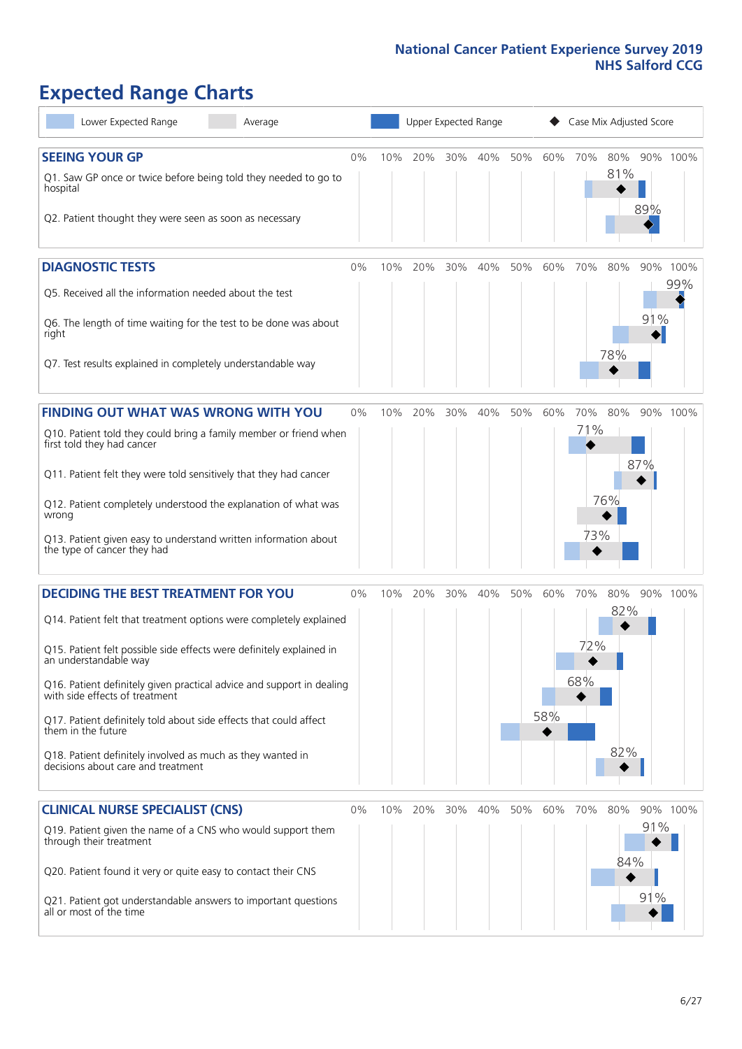National Cancer Patient Experience Survey 2019
NHS Salford CCG

# Expected Range Charts

Lower Expected Range | Average | Upper Expected Range | Case Mix Adjusted Score

## SEEING YOUR GP

| Question | Case Mix Adjusted Score |
|---|---|
| Q1. Saw GP once or twice before being told they needed to go to hospital | 81% |
| Q2. Patient thought they were seen as soon as necessary | 89% |

## DIAGNOSTIC TESTS

| Question | Case Mix Adjusted Score |
|---|---|
| Q5. Received all the information needed about the test | 99% |
| Q6. The length of time waiting for the test to be done was about right | 91% |
| Q7. Test results explained in completely understandable way | 78% |

## FINDING OUT WHAT WAS WRONG WITH YOU

| Question | Case Mix Adjusted Score |
|---|---|
| Q10. Patient told they could bring a family member or friend when first told they had cancer | 71% |
| Q11. Patient felt they were told sensitively that they had cancer | 87% |
| Q12. Patient completely understood the explanation of what was wrong | 76% |
| Q13. Patient given easy to understand written information about the type of cancer they had | 73% |

## DECIDING THE BEST TREATMENT FOR YOU

| Question | Case Mix Adjusted Score |
|---|---|
| Q14. Patient felt that treatment options were completely explained | 82% |
| Q15. Patient felt possible side effects were definitely explained in an understandable way | 72% |
| Q16. Patient definitely given practical advice and support in dealing with side effects of treatment | 68% |
| Q17. Patient definitely told about side effects that could affect them in the future | 58% |
| Q18. Patient definitely involved as much as they wanted in decisions about care and treatment | 82% |

## CLINICAL NURSE SPECIALIST (CNS)

| Question | Case Mix Adjusted Score |
|---|---|
| Q19. Patient given the name of a CNS who would support them through their treatment | 91% |
| Q20. Patient found it very or quite easy to contact their CNS | 84% |
| Q21. Patient got understandable answers to important questions all or most of the time | 91% |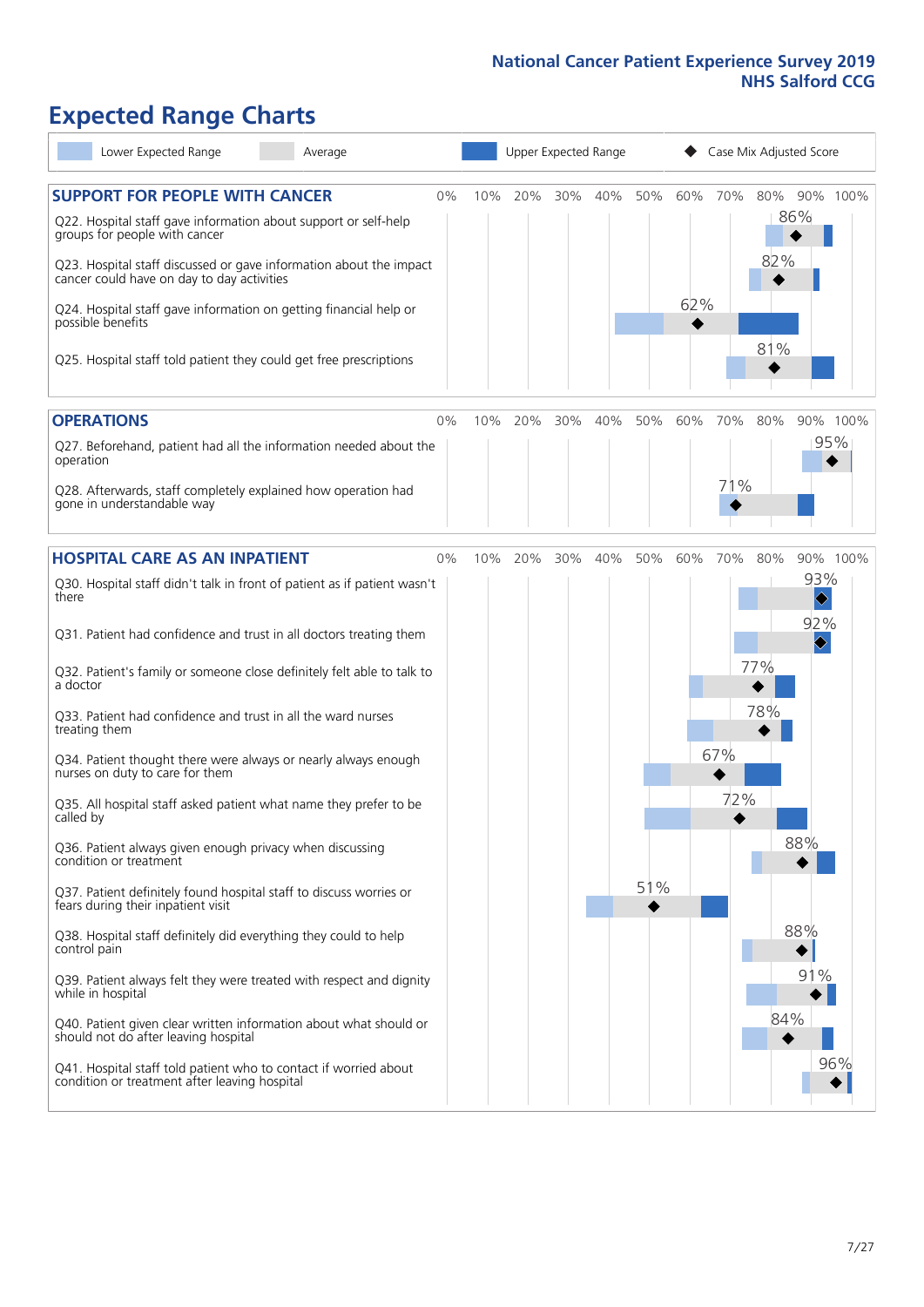# Expected Range Charts

Lower Expected Range | Average | Upper Expected Range | Case Mix Adjusted Score

## SUPPORT FOR PEOPLE WITH CANCER

| Question | Case Mix Adjusted Score |
| --- | --- |
| Q22. Hospital staff gave information about support or self-help groups for people with cancer | 86% |
| Q23. Hospital staff discussed or gave information about the impact cancer could have on day to day activities | 82% |
| Q24. Hospital staff gave information on getting financial help or possible benefits | 62% |
| Q25. Hospital staff told patient they could get free prescriptions | 81% |

## OPERATIONS

| Question | Case Mix Adjusted Score |
| --- | --- |
| Q27. Beforehand, patient had all the information needed about the operation | 95% |
| Q28. Afterwards, staff completely explained how operation had gone in understandable way | 71% |

## HOSPITAL CARE AS AN INPATIENT

| Question | Case Mix Adjusted Score |
| --- | --- |
| Q30. Hospital staff didn't talk in front of patient as if patient wasn't there | 93% |
| Q31. Patient had confidence and trust in all doctors treating them | 92% |
| Q32. Patient's family or someone close definitely felt able to talk to a doctor | 77% |
| Q33. Patient had confidence and trust in all the ward nurses treating them | 78% |
| Q34. Patient thought there were always or nearly always enough nurses on duty to care for them | 67% |
| Q35. All hospital staff asked patient what name they prefer to be called by | 72% |
| Q36. Patient always given enough privacy when discussing condition or treatment | 88% |
| Q37. Patient definitely found hospital staff to discuss worries or fears during their inpatient visit | 51% |
| Q38. Hospital staff definitely did everything they could to help control pain | 88% |
| Q39. Patient always felt they were treated with respect and dignity while in hospital | 91% |
| Q40. Patient given clear written information about what should or should not do after leaving hospital | 84% |
| Q41. Hospital staff told patient who to contact if worried about condition or treatment after leaving hospital | 96% |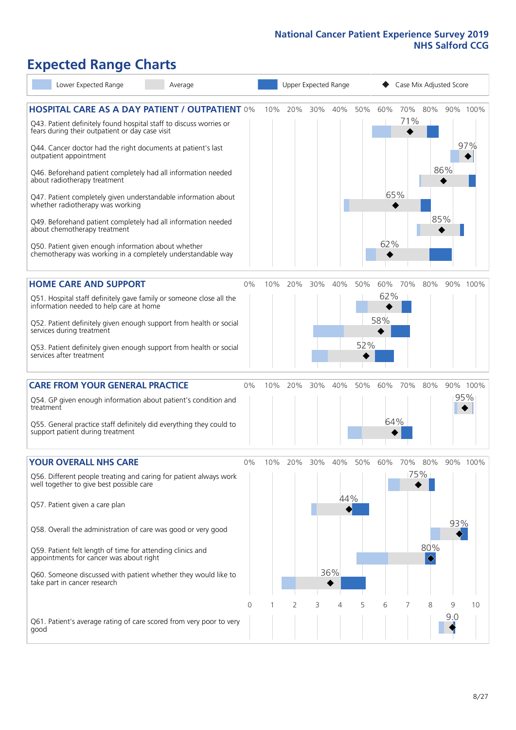# Expected Range Charts

Lower Expected Range | Average | Upper Expected Range | Case Mix Adjusted Score

## HOSPITAL CARE AS A DAY PATIENT / OUTPATIENT

| Question | Case Mix Adjusted Score |
| --- | --- |
| Q43. Patient definitely found hospital staff to discuss worries or fears during their outpatient or day case visit | 71% |
| Q44. Cancer doctor had the right documents at patient's last outpatient appointment | 97% |
| Q46. Beforehand patient completely had all information needed about radiotherapy treatment | 86% |
| Q47. Patient completely given understandable information about whether radiotherapy was working | 65% |
| Q49. Beforehand patient completely had all information needed about chemotherapy treatment | 85% |
| Q50. Patient given enough information about whether chemotherapy was working in a completely understandable way | 62% |

## HOME CARE AND SUPPORT

| Question | Case Mix Adjusted Score |
| --- | --- |
| Q51. Hospital staff definitely gave family or someone close all the information needed to help care at home | 62% |
| Q52. Patient definitely given enough support from health or social services during treatment | 58% |
| Q53. Patient definitely given enough support from health or social services after treatment | 52% |

## CARE FROM YOUR GENERAL PRACTICE

| Question | Case Mix Adjusted Score |
| --- | --- |
| Q54. GP given enough information about patient's condition and treatment | 95% |
| Q55. General practice staff definitely did everything they could to support patient during treatment | 64% |

## YOUR OVERALL NHS CARE

| Question | Case Mix Adjusted Score |
| --- | --- |
| Q56. Different people treating and caring for patient always work well together to give best possible care | 75% |
| Q57. Patient given a care plan | 44% |
| Q58. Overall the administration of care was good or very good | 93% |
| Q59. Patient felt length of time for attending clinics and appointments for cancer was about right | 80% |
| Q60. Someone discussed with patient whether they would like to take part in cancer research | 36% |
| Q61. Patient's average rating of care scored from very poor to very good | 9.0 |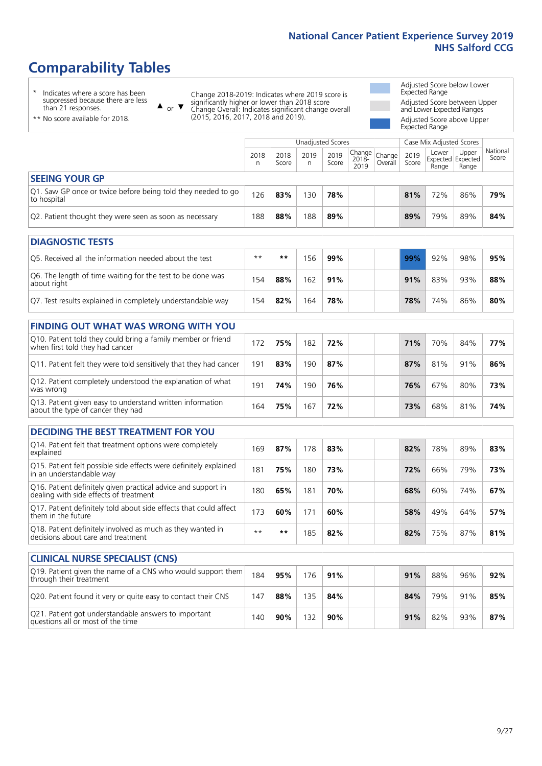# Comparability Tables

\* Indicates where a score has been suppressed because there are less than 21 responses.

** No score available for 2018.

▲ or ▼ Change 2018-2019: Indicates where 2019 score is significantly higher or lower than 2018 score
Change Overall: Indicates significant change overall (2015, 2016, 2017, 2018 and 2019).

- Adjusted Score below Lower Expected Range
- Adjusted Score between Upper and Lower Expected Ranges
- Adjusted Score above Upper Expected Range

| | Unadjusted Scores | | | | | | Case Mix Adjusted Scores | | | |
|---|---|---|---|---|---|---|---|---|---|---|
| | 2018 n | 2018 Score | 2019 n | 2019 Score | Change 2018-2019 | Change Overall | 2019 Score | Lower Expected Range | Upper Expected Range | National Score |
| **SEEING YOUR GP** | | | | | | | | | | |
| Q1. Saw GP once or twice before being told they needed to go to hospital | 126 | **83%** | 130 | **78%** | | | **81%** | 72% | 86% | **79%** |
| Q2. Patient thought they were seen as soon as necessary | 188 | **88%** | 188 | **89%** | | | **89%** | 79% | 89% | **84%** |
| **DIAGNOSTIC TESTS** | | | | | | | | | | |
| Q5. Received all the information needed about the test | ** | ** | 156 | **99%** | | | **99%** | 92% | 98% | **95%** |
| Q6. The length of time waiting for the test to be done was about right | 154 | **88%** | 162 | **91%** | | | **91%** | 83% | 93% | **88%** |
| Q7. Test results explained in completely understandable way | 154 | **82%** | 164 | **78%** | | | **78%** | 74% | 86% | **80%** |
| **FINDING OUT WHAT WAS WRONG WITH YOU** | | | | | | | | | | |
| Q10. Patient told they could bring a family member or friend when first told they had cancer | 172 | **75%** | 182 | **72%** | | | **71%** | 70% | 84% | **77%** |
| Q11. Patient felt they were told sensitively that they had cancer | 191 | **83%** | 190 | **87%** | | | **87%** | 81% | 91% | **86%** |
| Q12. Patient completely understood the explanation of what was wrong | 191 | **74%** | 190 | **76%** | | | **76%** | 67% | 80% | **73%** |
| Q13. Patient given easy to understand written information about the type of cancer they had | 164 | **75%** | 167 | **72%** | | | **73%** | 68% | 81% | **74%** |
| **DECIDING THE BEST TREATMENT FOR YOU** | | | | | | | | | | |
| Q14. Patient felt that treatment options were completely explained | 169 | **87%** | 178 | **83%** | | | **82%** | 78% | 89% | **83%** |
| Q15. Patient felt possible side effects were definitely explained in an understandable way | 181 | **75%** | 180 | **73%** | | | **72%** | 66% | 79% | **73%** |
| Q16. Patient definitely given practical advice and support in dealing with side effects of treatment | 180 | **65%** | 181 | **70%** | | | **68%** | 60% | 74% | **67%** |
| Q17. Patient definitely told about side effects that could affect them in the future | 173 | **60%** | 171 | **60%** | | | **58%** | 49% | 64% | **57%** |
| Q18. Patient definitely involved as much as they wanted in decisions about care and treatment | ** | ** | 185 | **82%** | | | **82%** | 75% | 87% | **81%** |
| **CLINICAL NURSE SPECIALIST (CNS)** | | | | | | | | | | |
| Q19. Patient given the name of a CNS who would support them through their treatment | 184 | **95%** | 176 | **91%** | | | **91%** | 88% | 96% | **92%** |
| Q20. Patient found it very or quite easy to contact their CNS | 147 | **88%** | 135 | **84%** | | | **84%** | 79% | 91% | **85%** |
| Q21. Patient got understandable answers to important questions all or most of the time | 140 | **90%** | 132 | **90%** | | | **91%** | 82% | 93% | **87%** |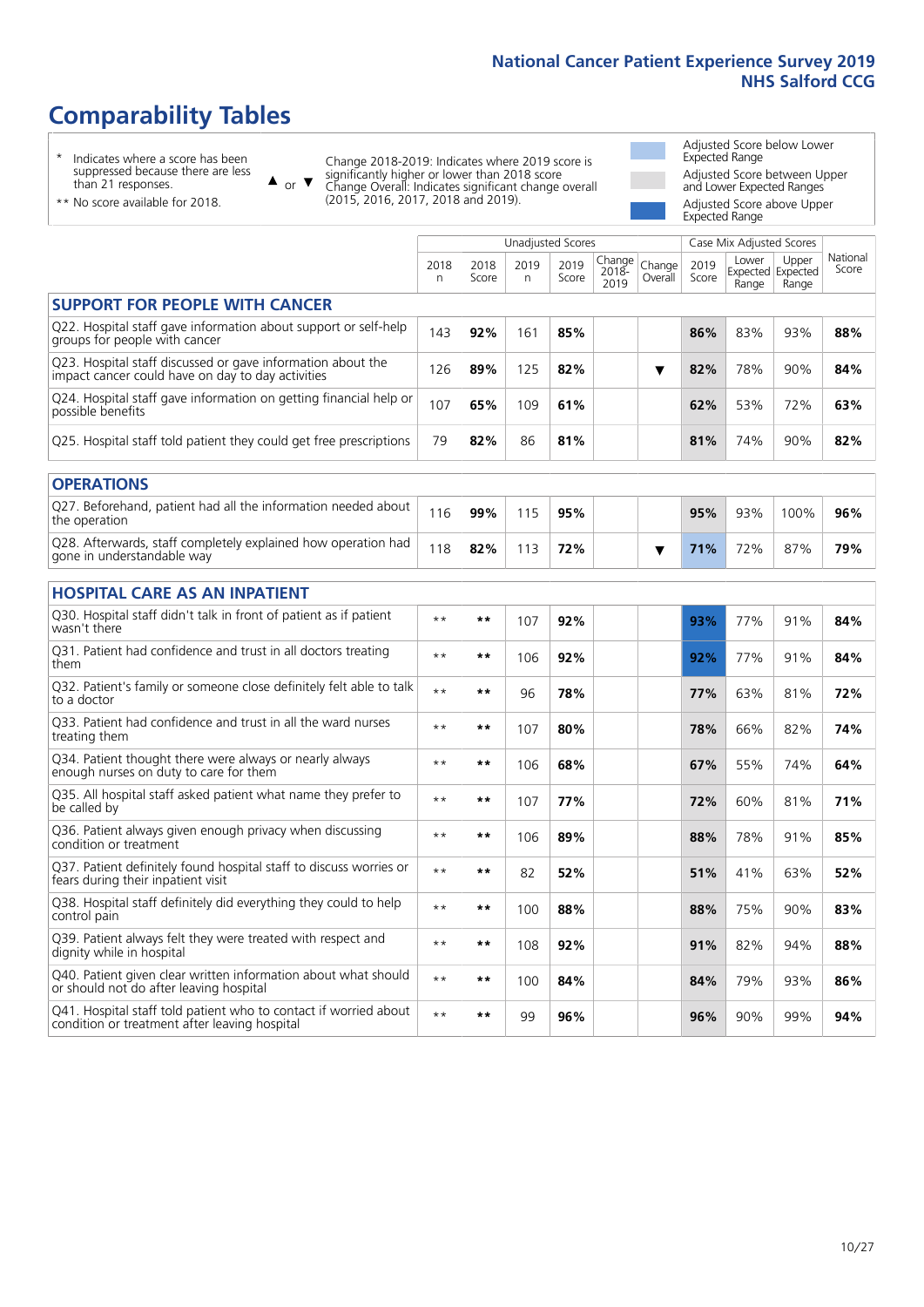# Comparability Tables

- \* Indicates where a score has been suppressed because there are less than 21 responses.
- \*\* No score available for 2018.

▲ or ▼ Change 2018-2019: Indicates where 2019 score is significantly higher or lower than 2018 score. Change Overall: Indicates significant change overall (2015, 2016, 2017, 2018 and 2019).

- Adjusted Score below Lower Expected Range
- Adjusted Score between Upper and Lower Expected Ranges
- Adjusted Score above Upper Expected Range

| | Unadjusted Scores | | | | | | Case Mix Adjusted Scores | | | National Score |
|---|---|---|---|---|---|---|---|---|---|---|
| | 2018 n | 2018 Score | 2019 n | 2019 Score | Change 2018-2019 | Change Overall | 2019 Score | Lower Expected Range | Upper Expected Range | National Score |
| **SUPPORT FOR PEOPLE WITH CANCER** | | | | | | | | | | |
| Q22. Hospital staff gave information about support or self-help groups for people with cancer | 143 | **92%** | 161 | **85%** | | | **86%** | 83% | 93% | **88%** |
| Q23. Hospital staff discussed or gave information about the impact cancer could have on day to day activities | 126 | **89%** | 125 | **82%** | | ▼ | **82%** | 78% | 90% | **84%** |
| Q24. Hospital staff gave information on getting financial help or possible benefits | 107 | **65%** | 109 | **61%** | | | **62%** | 53% | 72% | **63%** |
| Q25. Hospital staff told patient they could get free prescriptions | 79 | **82%** | 86 | **81%** | | | **81%** | 74% | 90% | **82%** |
| **OPERATIONS** | | | | | | | | | | |
| Q27. Beforehand, patient had all the information needed about the operation | 116 | **99%** | 115 | **95%** | | | **95%** | 93% | 100% | **96%** |
| Q28. Afterwards, staff completely explained how operation had gone in understandable way | 118 | **82%** | 113 | **72%** | | ▼ | **71%** | 72% | 87% | **79%** |
| **HOSPITAL CARE AS AN INPATIENT** | | | | | | | | | | |
| Q30. Hospital staff didn't talk in front of patient as if patient wasn't there | \*\* | **\*\*** | 107 | **92%** | | | **93%** | 77% | 91% | **84%** |
| Q31. Patient had confidence and trust in all doctors treating them | \*\* | **\*\*** | 106 | **92%** | | | **92%** | 77% | 91% | **84%** |
| Q32. Patient's family or someone close definitely felt able to talk to a doctor | \*\* | **\*\*** | 96 | **78%** | | | **77%** | 63% | 81% | **72%** |
| Q33. Patient had confidence and trust in all the ward nurses treating them | \*\* | **\*\*** | 107 | **80%** | | | **78%** | 66% | 82% | **74%** |
| Q34. Patient thought there were always or nearly always enough nurses on duty to care for them | \*\* | **\*\*** | 106 | **68%** | | | **67%** | 55% | 74% | **64%** |
| Q35. All hospital staff asked patient what name they prefer to be called by | \*\* | **\*\*** | 107 | **77%** | | | **72%** | 60% | 81% | **71%** |
| Q36. Patient always given enough privacy when discussing condition or treatment | \*\* | **\*\*** | 106 | **89%** | | | **88%** | 78% | 91% | **85%** |
| Q37. Patient definitely found hospital staff to discuss worries or fears during their inpatient visit | \*\* | **\*\*** | 82 | **52%** | | | **51%** | 41% | 63% | **52%** |
| Q38. Hospital staff definitely did everything they could to help control pain | \*\* | **\*\*** | 100 | **88%** | | | **88%** | 75% | 90% | **83%** |
| Q39. Patient always felt they were treated with respect and dignity while in hospital | \*\* | **\*\*** | 108 | **92%** | | | **91%** | 82% | 94% | **88%** |
| Q40. Patient given clear written information about what should or should not do after leaving hospital | \*\* | **\*\*** | 100 | **84%** | | | **84%** | 79% | 93% | **86%** |
| Q41. Hospital staff told patient who to contact if worried about condition or treatment after leaving hospital | \*\* | **\*\*** | 99 | **96%** | | | **96%** | 90% | 99% | **94%** |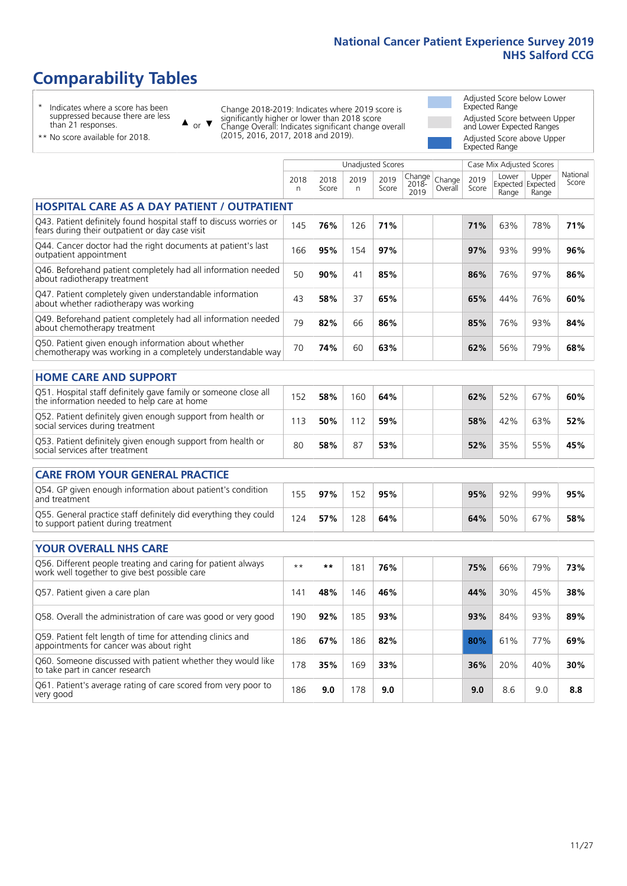# National Cancer Patient Experience Survey 2019
## NHS Salford CCG

# Comparability Tables

* Indicates where a score has been suppressed because there are less than 21 responses.

** No score available for 2018.

▲ or ▼ Change 2018-2019: Indicates where 2019 score is significantly higher or lower than 2018 score. Change Overall: Indicates significant change overall (2015, 2016, 2017, 2018 and 2019).

Adjusted Score below Lower Expected Range

Adjusted Score between Upper and Lower Expected Ranges

Adjusted Score above Upper Expected Range

| | Unadjusted Scores | | | | | | Case Mix Adjusted Scores | | | |
|---|---|---|---|---|---|---|---|---|---|---|
| | 2018 n | 2018 Score | 2019 n | 2019 Score | Change 2018-2019 | Change Overall | 2019 Score | Lower Expected Range | Upper Expected Range | National Score |
| **HOSPITAL CARE AS A DAY PATIENT / OUTPATIENT** | | | | | | | | | | |
| Q43. Patient definitely found hospital staff to discuss worries or fears during their outpatient or day case visit | 145 | **76%** | 126 | **71%** | | | **71%** | 63% | 78% | **71%** |
| Q44. Cancer doctor had the right documents at patient's last outpatient appointment | 166 | **95%** | 154 | **97%** | | | **97%** | 93% | 99% | **96%** |
| Q46. Beforehand patient completely had all information needed about radiotherapy treatment | 50 | **90%** | 41 | **85%** | | | **86%** | 76% | 97% | **86%** |
| Q47. Patient completely given understandable information about whether radiotherapy was working | 43 | **58%** | 37 | **65%** | | | **65%** | 44% | 76% | **60%** |
| Q49. Beforehand patient completely had all information needed about chemotherapy treatment | 79 | **82%** | 66 | **86%** | | | **85%** | 76% | 93% | **84%** |
| Q50. Patient given enough information about whether chemotherapy was working in a completely understandable way | 70 | **74%** | 60 | **63%** | | | **62%** | 56% | 79% | **68%** |
| **HOME CARE AND SUPPORT** | | | | | | | | | | |
| Q51. Hospital staff definitely gave family or someone close all the information needed to help care at home | 152 | **58%** | 160 | **64%** | | | **62%** | 52% | 67% | **60%** |
| Q52. Patient definitely given enough support from health or social services during treatment | 113 | **50%** | 112 | **59%** | | | **58%** | 42% | 63% | **52%** |
| Q53. Patient definitely given enough support from health or social services after treatment | 80 | **58%** | 87 | **53%** | | | **52%** | 35% | 55% | **45%** |
| **CARE FROM YOUR GENERAL PRACTICE** | | | | | | | | | | |
| Q54. GP given enough information about patient's condition and treatment | 155 | **97%** | 152 | **95%** | | | **95%** | 92% | 99% | **95%** |
| Q55. General practice staff definitely did everything they could to support patient during treatment | 124 | **57%** | 128 | **64%** | | | **64%** | 50% | 67% | **58%** |
| **YOUR OVERALL NHS CARE** | | | | | | | | | | |
| Q56. Different people treating and caring for patient always work well together to give best possible care | ** | ** | 181 | **76%** | | | **75%** | 66% | 79% | **73%** |
| Q57. Patient given a care plan | 141 | **48%** | 146 | **46%** | | | **44%** | 30% | 45% | **38%** |
| Q58. Overall the administration of care was good or very good | 190 | **92%** | 185 | **93%** | | | **93%** | 84% | 93% | **89%** |
| Q59. Patient felt length of time for attending clinics and appointments for cancer was about right | 186 | **67%** | 186 | **82%** | | | **80%** | 61% | 77% | **69%** |
| Q60. Someone discussed with patient whether they would like to take part in cancer research | 178 | **35%** | 169 | **33%** | | | **36%** | 20% | 40% | **30%** |
| Q61. Patient's average rating of care scored from very poor to very good | 186 | **9.0** | 178 | **9.0** | | | **9.0** | 8.6 | 9.0 | **8.8** |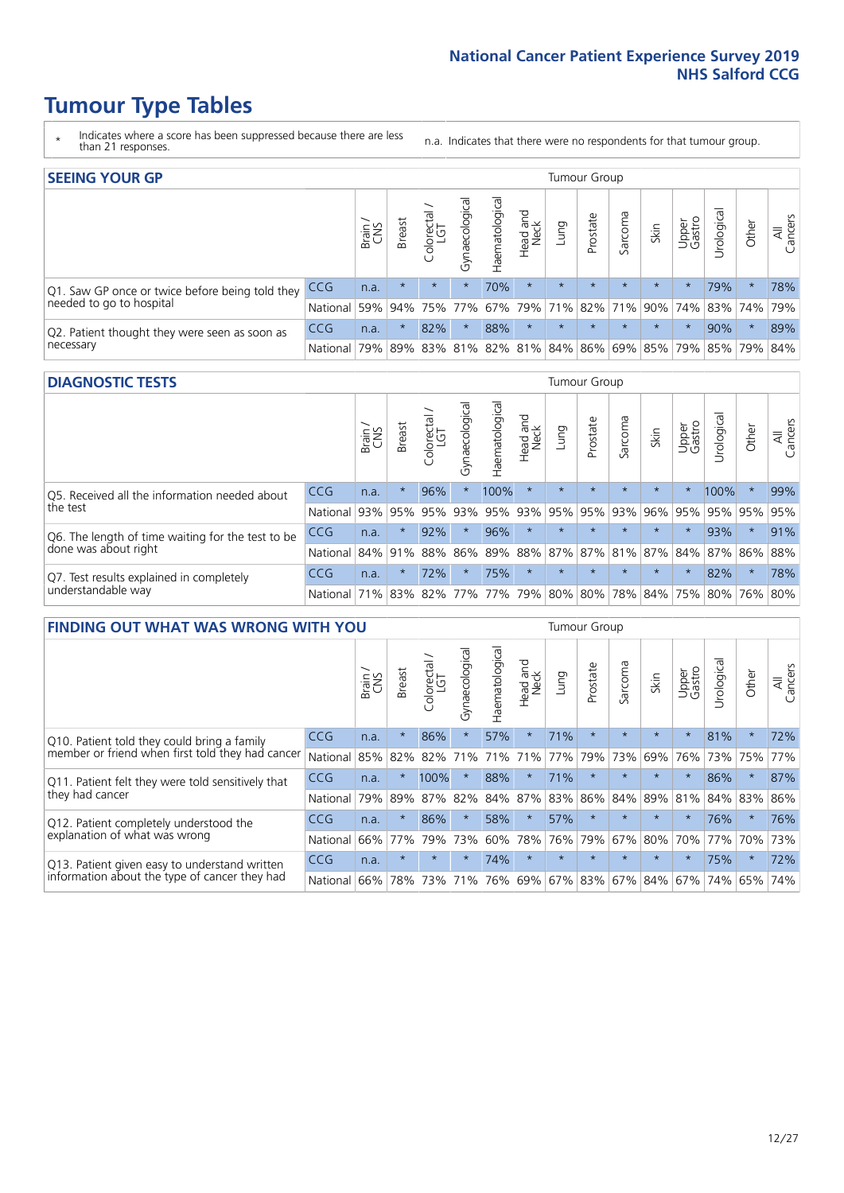# Tumour Type Tables

\* Indicates where a score has been suppressed because there are less than 21 responses.

n.a. Indicates that there were no respondents for that tumour group.

## SEEING YOUR GP

| | | Brain / CNS | Breast | Colorectal / LGT | Gynaecological | Haematological | Head and Neck | Lung | Prostate | Sarcoma | Skin | Upper Gastro | Urological | Other | All Cancers |
|---|---|---|---|---|---|---|---|---|---|---|---|---|---|---|---|
| Q1. Saw GP once or twice before being told they needed to go to hospital | CCG | n.a. | * | * | * | 70% | * | * | * | * | * | * | 79% | * | 78% |
| | National | 59% | 94% | 75% | 77% | 67% | 79% | 71% | 82% | 71% | 90% | 74% | 83% | 74% | 79% |
| Q2. Patient thought they were seen as soon as necessary | CCG | n.a. | * | 82% | * | 88% | * | * | * | * | * | * | 90% | * | 89% |
| | National | 79% | 89% | 83% | 81% | 82% | 81% | 84% | 86% | 69% | 85% | 79% | 85% | 79% | 84% |

## DIAGNOSTIC TESTS

| | | Brain / CNS | Breast | Colorectal / LGT | Gynaecological | Haematological | Head and Neck | Lung | Prostate | Sarcoma | Skin | Upper Gastro | Urological | Other | All Cancers |
|---|---|---|---|---|---|---|---|---|---|---|---|---|---|---|---|
| Q5. Received all the information needed about the test | CCG | n.a. | * | 96% | * | 100% | * | * | * | * | * | * | 100% | * | 99% |
| | National | 93% | 95% | 95% | 93% | 95% | 93% | 95% | 95% | 93% | 96% | 95% | 95% | 95% | 95% |
| Q6. The length of time waiting for the test to be done was about right | CCG | n.a. | * | 92% | * | 96% | * | * | * | * | * | * | 93% | * | 91% |
| | National | 84% | 91% | 88% | 86% | 89% | 88% | 87% | 87% | 81% | 87% | 84% | 87% | 86% | 88% |
| Q7. Test results explained in completely understandable way | CCG | n.a. | * | 72% | * | 75% | * | * | * | * | * | * | 82% | * | 78% |
| | National | 71% | 83% | 82% | 77% | 77% | 79% | 80% | 80% | 78% | 84% | 75% | 80% | 76% | 80% |

## FINDING OUT WHAT WAS WRONG WITH YOU

| | | Brain / CNS | Breast | Colorectal / LGT | Gynaecological | Haematological | Head and Neck | Lung | Prostate | Sarcoma | Skin | Upper Gastro | Urological | Other | All Cancers |
|---|---|---|---|---|---|---|---|---|---|---|---|---|---|---|---|
| Q10. Patient told they could bring a family member or friend when first told they had cancer | CCG | n.a. | * | 86% | * | 57% | * | 71% | * | * | * | * | 81% | * | 72% |
| | National | 85% | 82% | 82% | 71% | 71% | 71% | 77% | 79% | 73% | 69% | 76% | 73% | 75% | 77% |
| Q11. Patient felt they were told sensitively that they had cancer | CCG | n.a. | * | 100% | * | 88% | * | 71% | * | * | * | * | 86% | * | 87% |
| | National | 79% | 89% | 87% | 82% | 84% | 87% | 83% | 86% | 84% | 89% | 81% | 84% | 83% | 86% |
| Q12. Patient completely understood the explanation of what was wrong | CCG | n.a. | * | 86% | * | 58% | * | 57% | * | * | * | * | 76% | * | 76% |
| | National | 66% | 77% | 79% | 73% | 60% | 78% | 76% | 79% | 67% | 80% | 70% | 77% | 70% | 73% |
| Q13. Patient given easy to understand written information about the type of cancer they had | CCG | n.a. | * | * | * | 74% | * | * | * | * | * | * | 75% | * | 72% |
| | National | 66% | 78% | 73% | 71% | 76% | 69% | 67% | 83% | 67% | 84% | 67% | 74% | 65% | 74% |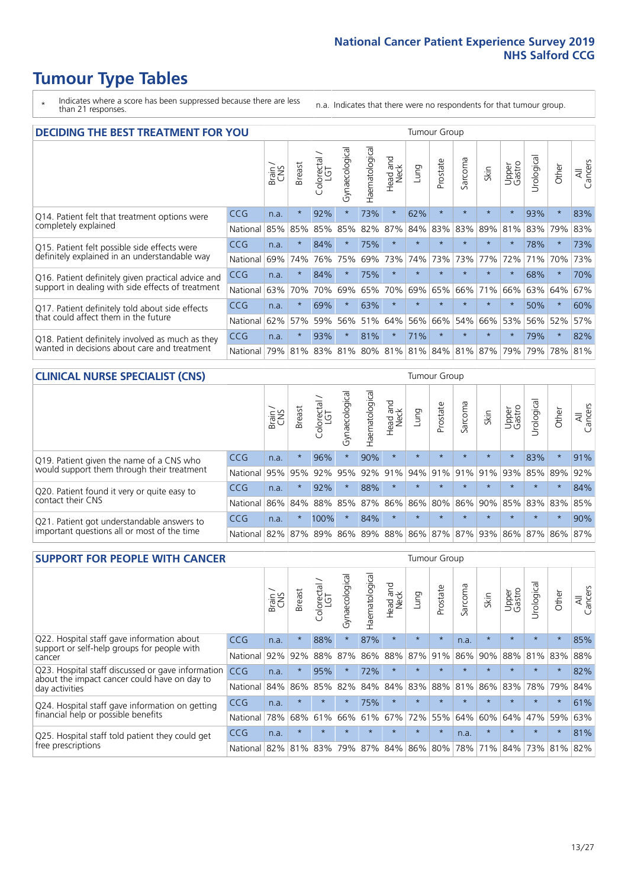# Tumour Type Tables

\* Indicates where a score has been suppressed because there are less than 21 responses.

n.a. Indicates that there were no respondents for that tumour group.

## DECIDING THE BEST TREATMENT FOR YOU

| | | Brain / CNS | Breast | Colorectal / LGT | Gynaecological | Haematological | Head and Neck | Lung | Prostate | Sarcoma | Skin | Upper Gastro | Urological | Other | All Cancers |
|---|---|---|---|---|---|---|---|---|---|---|---|---|---|---|---|
| Q14. Patient felt that treatment options were completely explained | CCG | n.a. | * | 92% | * | 73% | * | 62% | * | * | * | * | 93% | * | 83% |
| | National | 85% | 85% | 85% | 85% | 82% | 87% | 84% | 83% | 83% | 89% | 81% | 83% | 79% | 83% |
| Q15. Patient felt possible side effects were definitely explained in an understandable way | CCG | n.a. | * | 84% | * | 75% | * | * | * | * | * | * | 78% | * | 73% |
| | National | 69% | 74% | 76% | 75% | 69% | 73% | 74% | 73% | 73% | 77% | 72% | 71% | 70% | 73% |
| Q16. Patient definitely given practical advice and support in dealing with side effects of treatment | CCG | n.a. | * | 84% | * | 75% | * | * | * | * | * | * | 68% | * | 70% |
| | National | 63% | 70% | 70% | 69% | 65% | 70% | 69% | 65% | 66% | 71% | 66% | 63% | 64% | 67% |
| Q17. Patient definitely told about side effects that could affect them in the future | CCG | n.a. | * | 69% | * | 63% | * | * | * | * | * | * | 50% | * | 60% |
| | National | 62% | 57% | 59% | 56% | 51% | 64% | 56% | 66% | 54% | 66% | 53% | 56% | 52% | 57% |
| Q18. Patient definitely involved as much as they wanted in decisions about care and treatment | CCG | n.a. | * | 93% | * | 81% | * | 71% | * | * | * | * | 79% | * | 82% |
| | National | 79% | 81% | 83% | 81% | 80% | 81% | 81% | 84% | 81% | 87% | 79% | 79% | 78% | 81% |

## CLINICAL NURSE SPECIALIST (CNS)

| | | Brain / CNS | Breast | Colorectal / LGT | Gynaecological | Haematological | Head and Neck | Lung | Prostate | Sarcoma | Skin | Upper Gastro | Urological | Other | All Cancers |
|---|---|---|---|---|---|---|---|---|---|---|---|---|---|---|---|
| Q19. Patient given the name of a CNS who would support them through their treatment | CCG | n.a. | * | 96% | * | 90% | * | * | * | * | * | * | 83% | * | 91% |
| | National | 95% | 95% | 92% | 95% | 92% | 91% | 94% | 91% | 91% | 91% | 93% | 85% | 89% | 92% |
| Q20. Patient found it very or quite easy to contact their CNS | CCG | n.a. | * | 92% | * | 88% | * | * | * | * | * | * | * | * | 84% |
| | National | 86% | 84% | 88% | 85% | 87% | 86% | 86% | 80% | 86% | 90% | 85% | 83% | 83% | 85% |
| Q21. Patient got understandable answers to important questions all or most of the time | CCG | n.a. | * | 100% | * | 84% | * | * | * | * | * | * | * | * | 90% |
| | National | 82% | 87% | 89% | 86% | 89% | 88% | 86% | 87% | 87% | 93% | 86% | 87% | 86% | 87% |

## SUPPORT FOR PEOPLE WITH CANCER

| | | Brain / CNS | Breast | Colorectal / LGT | Gynaecological | Haematological | Head and Neck | Lung | Prostate | Sarcoma | Skin | Upper Gastro | Urological | Other | All Cancers |
|---|---|---|---|---|---|---|---|---|---|---|---|---|---|---|---|
| Q22. Hospital staff gave information about support or self-help groups for people with cancer | CCG | n.a. | * | 88% | * | 87% | * | * | * | n.a. | * | * | * | * | 85% |
| | National | 92% | 92% | 88% | 87% | 86% | 88% | 87% | 91% | 86% | 90% | 88% | 81% | 83% | 88% |
| Q23. Hospital staff discussed or gave information about the impact cancer could have on day to day activities | CCG | n.a. | * | 95% | * | 72% | * | * | * | * | * | * | * | * | 82% |
| | National | 84% | 86% | 85% | 82% | 84% | 84% | 83% | 88% | 81% | 86% | 83% | 78% | 79% | 84% |
| Q24. Hospital staff gave information on getting financial help or possible benefits | CCG | n.a. | * | * | * | 75% | * | * | * | * | * | * | * | * | 61% |
| | National | 78% | 68% | 61% | 66% | 61% | 67% | 72% | 55% | 64% | 60% | 64% | 47% | 59% | 63% |
| Q25. Hospital staff told patient they could get free prescriptions | CCG | n.a. | * | * | * | * | * | * | * | n.a. | * | * | * | * | 81% |
| | National | 82% | 81% | 83% | 79% | 87% | 84% | 86% | 80% | 78% | 71% | 84% | 73% | 81% | 82% |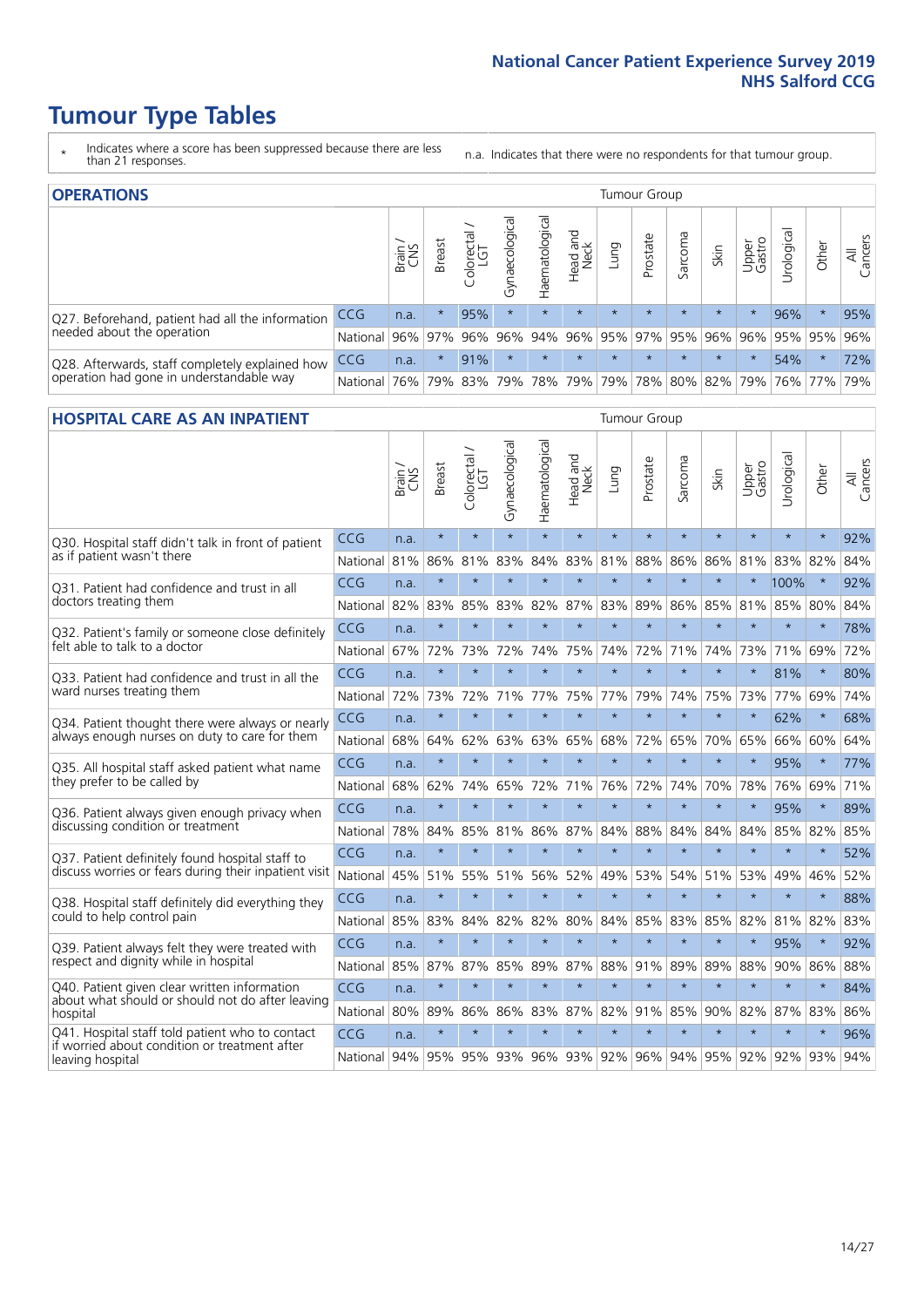# Tumour Type Tables

\* Indicates where a score has been suppressed because there are less than 21 responses.

n.a. Indicates that there were no respondents for that tumour group.

## OPERATIONS

| | | Brain / CNS | Breast | Colorectal / LGT | Gynaecological | Haematological | Head and Neck | Lung | Prostate | Sarcoma | Skin | Upper Gastro | Urological | Other | All Cancers |
|---|---|---|---|---|---|---|---|---|---|---|---|---|---|---|---|
| Q27. Beforehand, patient had all the information needed about the operation | CCG | n.a. | * | 95% | * | * | * | * | * | * | * | * | 96% | * | 95% |
| | National | 96% | 97% | 96% | 96% | 94% | 96% | 95% | 97% | 95% | 96% | 96% | 95% | 95% | 96% |
| Q28. Afterwards, staff completely explained how operation had gone in understandable way | CCG | n.a. | * | 91% | * | * | * | * | * | * | * | * | 54% | * | 72% |
| | National | 76% | 79% | 83% | 79% | 78% | 79% | 79% | 78% | 80% | 82% | 79% | 76% | 77% | 79% |

## HOSPITAL CARE AS AN INPATIENT

| | | Brain / CNS | Breast | Colorectal / LGT | Gynaecological | Haematological | Head and Neck | Lung | Prostate | Sarcoma | Skin | Upper Gastro | Urological | Other | All Cancers |
|---|---|---|---|---|---|---|---|---|---|---|---|---|---|---|---|
| Q30. Hospital staff didn't talk in front of patient as if patient wasn't there | CCG | n.a. | * | * | * | * | * | * | * | * | * | * | * | * | 92% |
| | National | 81% | 86% | 81% | 83% | 84% | 83% | 81% | 88% | 86% | 86% | 81% | 83% | 82% | 84% |
| Q31. Patient had confidence and trust in all doctors treating them | CCG | n.a. | * | * | * | * | * | * | * | * | * | * | 100% | * | 92% |
| | National | 82% | 83% | 85% | 83% | 82% | 87% | 83% | 89% | 86% | 85% | 81% | 85% | 80% | 84% |
| Q32. Patient's family or someone close definitely felt able to talk to a doctor | CCG | n.a. | * | * | * | * | * | * | * | * | * | * | * | * | 78% |
| | National | 67% | 72% | 73% | 72% | 74% | 75% | 74% | 72% | 71% | 74% | 73% | 71% | 69% | 72% |
| Q33. Patient had confidence and trust in all the ward nurses treating them | CCG | n.a. | * | * | * | * | * | * | * | * | * | * | 81% | * | 80% |
| | National | 72% | 73% | 72% | 71% | 77% | 75% | 77% | 79% | 74% | 75% | 73% | 77% | 69% | 74% |
| Q34. Patient thought there were always or nearly always enough nurses on duty to care for them | CCG | n.a. | * | * | * | * | * | * | * | * | * | * | 62% | * | 68% |
| | National | 68% | 64% | 62% | 63% | 63% | 65% | 68% | 72% | 65% | 70% | 65% | 66% | 60% | 64% |
| Q35. All hospital staff asked patient what name they prefer to be called by | CCG | n.a. | * | * | * | * | * | * | * | * | * | * | 95% | * | 77% |
| | National | 68% | 62% | 74% | 65% | 72% | 71% | 76% | 72% | 74% | 70% | 78% | 76% | 69% | 71% |
| Q36. Patient always given enough privacy when discussing condition or treatment | CCG | n.a. | * | * | * | * | * | * | * | * | * | * | 95% | * | 89% |
| | National | 78% | 84% | 85% | 81% | 86% | 87% | 84% | 88% | 84% | 84% | 84% | 85% | 82% | 85% |
| Q37. Patient definitely found hospital staff to discuss worries or fears during their inpatient visit | CCG | n.a. | * | * | * | * | * | * | * | * | * | * | * | * | 52% |
| | National | 45% | 51% | 55% | 51% | 56% | 52% | 49% | 53% | 54% | 51% | 53% | 49% | 46% | 52% |
| Q38. Hospital staff definitely did everything they could to help control pain | CCG | n.a. | * | * | * | * | * | * | * | * | * | * | * | * | 88% |
| | National | 85% | 83% | 84% | 82% | 82% | 80% | 84% | 85% | 83% | 85% | 82% | 81% | 82% | 83% |
| Q39. Patient always felt they were treated with respect and dignity while in hospital | CCG | n.a. | * | * | * | * | * | * | * | * | * | * | 95% | * | 92% |
| | National | 85% | 87% | 87% | 85% | 89% | 87% | 88% | 91% | 89% | 89% | 88% | 90% | 86% | 88% |
| Q40. Patient given clear written information about what should or should not do after leaving hospital | CCG | n.a. | * | * | * | * | * | * | * | * | * | * | * | * | 84% |
| | National | 80% | 89% | 86% | 86% | 83% | 87% | 82% | 91% | 85% | 90% | 82% | 87% | 83% | 86% |
| Q41. Hospital staff told patient who to contact if worried about condition or treatment after leaving hospital | CCG | n.a. | * | * | * | * | * | * | * | * | * | * | * | * | 96% |
| | National | 94% | 95% | 95% | 93% | 96% | 93% | 92% | 96% | 94% | 95% | 92% | 92% | 93% | 94% |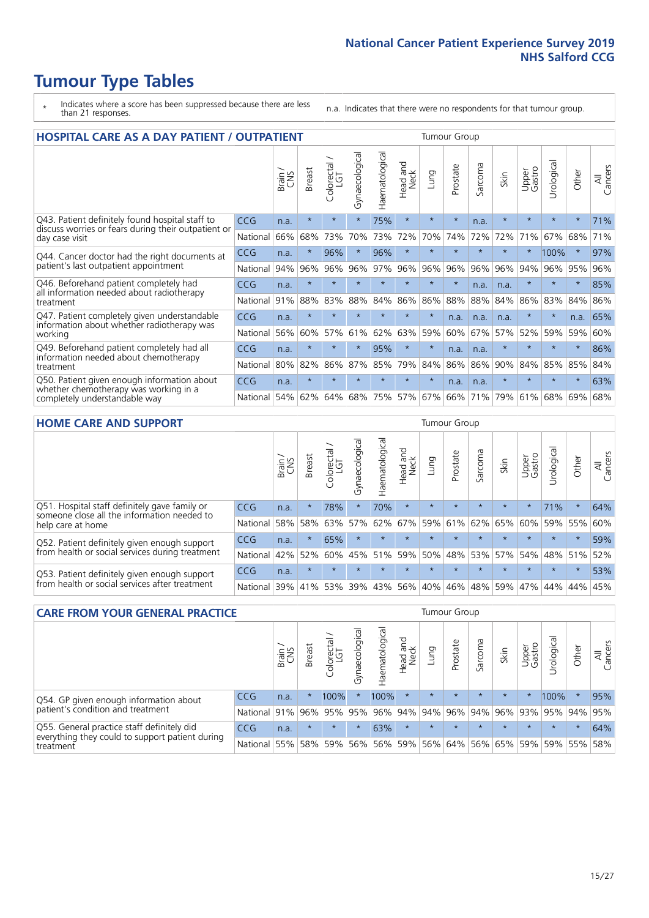# Tumour Type Tables

\* Indicates where a score has been suppressed because there are less than 21 responses.

n.a. Indicates that there were no respondents for that tumour group.

## HOSPITAL CARE AS A DAY PATIENT / OUTPATIENT

| | | Brain / CNS | Breast | Colorectal / LGT | Gynaecological | Haematological | Head and Neck | Lung | Prostate | Sarcoma | Skin | Upper Gastro | Urological | Other | All Cancers |
|---|---|---|---|---|---|---|---|---|---|---|---|---|---|---|---|
| Q43. Patient definitely found hospital staff to discuss worries or fears during their outpatient or day case visit | CCG | n.a. | * | * | * | 75% | * | * | * | n.a. | * | * | * | * | 71% |
| | National | 66% | 68% | 73% | 70% | 73% | 72% | 70% | 74% | 72% | 72% | 71% | 67% | 68% | 71% |
| Q44. Cancer doctor had the right documents at patient's last outpatient appointment | CCG | n.a. | * | 96% | * | 96% | * | * | * | * | * | * | 100% | * | 97% |
| | National | 94% | 96% | 96% | 96% | 97% | 96% | 96% | 96% | 96% | 96% | 94% | 96% | 95% | 96% |
| Q46. Beforehand patient completely had all information needed about radiotherapy treatment | CCG | n.a. | * | * | * | * | * | * | * | n.a. | n.a. | * | * | * | 85% |
| | National | 91% | 88% | 83% | 88% | 84% | 86% | 86% | 88% | 88% | 84% | 86% | 83% | 84% | 86% |
| Q47. Patient completely given understandable information about whether radiotherapy was working | CCG | n.a. | * | * | * | * | * | * | n.a. | n.a. | n.a. | * | * | n.a. | 65% |
| | National | 56% | 60% | 57% | 61% | 62% | 63% | 59% | 60% | 67% | 57% | 52% | 59% | 59% | 60% |
| Q49. Beforehand patient completely had all information needed about chemotherapy treatment | CCG | n.a. | * | * | * | 95% | * | * | n.a. | n.a. | * | * | * | * | 86% |
| | National | 80% | 82% | 86% | 87% | 85% | 79% | 84% | 86% | 86% | 90% | 84% | 85% | 85% | 84% |
| Q50. Patient given enough information about whether chemotherapy was working in a completely understandable way | CCG | n.a. | * | * | * | * | * | * | n.a. | n.a. | * | * | * | * | 63% |
| | National | 54% | 62% | 64% | 68% | 75% | 57% | 67% | 66% | 71% | 79% | 61% | 68% | 69% | 68% |

## HOME CARE AND SUPPORT

| | | Brain / CNS | Breast | Colorectal / LGT | Gynaecological | Haematological | Head and Neck | Lung | Prostate | Sarcoma | Skin | Upper Gastro | Urological | Other | All Cancers |
|---|---|---|---|---|---|---|---|---|---|---|---|---|---|---|---|
| Q51. Hospital staff definitely gave family or someone close all the information needed to help care at home | CCG | n.a. | * | 78% | * | 70% | * | * | * | * | * | * | 71% | * | 64% |
| | National | 58% | 58% | 63% | 57% | 62% | 67% | 59% | 61% | 62% | 65% | 60% | 59% | 55% | 60% |
| Q52. Patient definitely given enough support from health or social services during treatment | CCG | n.a. | * | 65% | * | * | * | * | * | * | * | * | * | * | 59% |
| | National | 42% | 52% | 60% | 45% | 51% | 59% | 50% | 48% | 53% | 57% | 54% | 48% | 51% | 52% |
| Q53. Patient definitely given enough support from health or social services after treatment | CCG | n.a. | * | * | * | * | * | * | * | * | * | * | * | * | 53% |
| | National | 39% | 41% | 53% | 39% | 43% | 56% | 40% | 46% | 48% | 59% | 47% | 44% | 44% | 45% |

## CARE FROM YOUR GENERAL PRACTICE

| | | Brain / CNS | Breast | Colorectal / LGT | Gynaecological | Haematological | Head and Neck | Lung | Prostate | Sarcoma | Skin | Upper Gastro | Urological | Other | All Cancers |
|---|---|---|---|---|---|---|---|---|---|---|---|---|---|---|---|
| Q54. GP given enough information about patient's condition and treatment | CCG | n.a. | * | 100% | * | 100% | * | * | * | * | * | * | 100% | * | 95% |
| | National | 91% | 96% | 95% | 95% | 96% | 94% | 94% | 96% | 94% | 96% | 93% | 95% | 94% | 95% |
| Q55. General practice staff definitely did everything they could to support patient during treatment | CCG | n.a. | * | * | * | 63% | * | * | * | * | * | * | * | * | 64% |
| | National | 55% | 58% | 59% | 56% | 56% | 59% | 56% | 64% | 56% | 65% | 59% | 59% | 55% | 58% |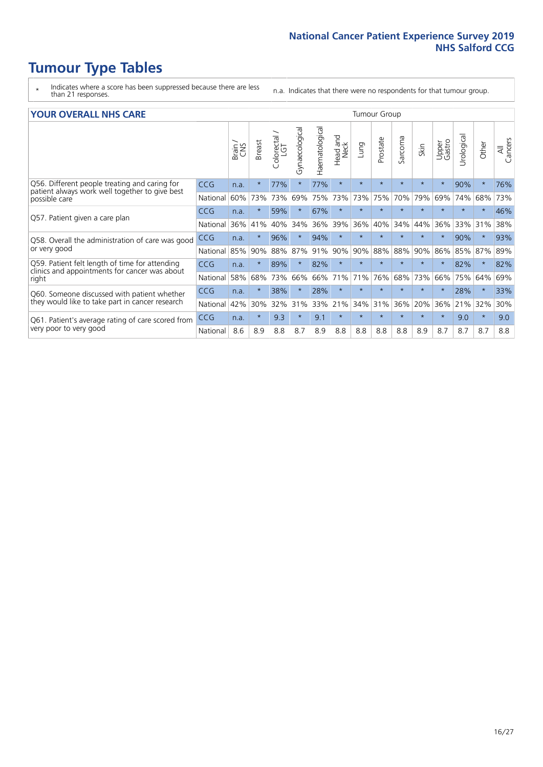# Tumour Type Tables

\* Indicates where a score has been suppressed because there are less than 21 responses.

n.a. Indicates that there were no respondents for that tumour group.

## YOUR OVERALL NHS CARE

| | | Brain / CNS | Breast | Colorectal / LGT | Gynaecological | Haematological | Head and Neck | Lung | Prostate | Sarcoma | Skin | Upper Gastro | Urological | Other | All Cancers |
|---|---|---|---|---|---|---|---|---|---|---|---|---|---|---|---|
| Q56. Different people treating and caring for patient always work well together to give best possible care | CCG | n.a. | * | 77% | * | 77% | * | * | * | * | * | * | 90% | * | 76% |
| | National | 60% | 73% | 73% | 69% | 75% | 73% | 73% | 75% | 70% | 79% | 69% | 74% | 68% | 73% |
| Q57. Patient given a care plan | CCG | n.a. | * | 59% | * | 67% | * | * | * | * | * | * | * | * | 46% |
| | National | 36% | 41% | 40% | 34% | 36% | 39% | 36% | 40% | 34% | 44% | 36% | 33% | 31% | 38% |
| Q58. Overall the administration of care was good or very good | CCG | n.a. | * | 96% | * | 94% | * | * | * | * | * | * | 90% | * | 93% |
| | National | 85% | 90% | 88% | 87% | 91% | 90% | 90% | 88% | 88% | 90% | 86% | 85% | 87% | 89% |
| Q59. Patient felt length of time for attending clinics and appointments for cancer was about right | CCG | n.a. | * | 89% | * | 82% | * | * | * | * | * | * | 82% | * | 82% |
| | National | 58% | 68% | 73% | 66% | 66% | 71% | 71% | 76% | 68% | 73% | 66% | 75% | 64% | 69% |
| Q60. Someone discussed with patient whether they would like to take part in cancer research | CCG | n.a. | * | 38% | * | 28% | * | * | * | * | * | * | 28% | * | 33% |
| | National | 42% | 30% | 32% | 31% | 33% | 21% | 34% | 31% | 36% | 20% | 36% | 21% | 32% | 30% |
| Q61. Patient's average rating of care scored from very poor to very good | CCG | n.a. | * | 9.3 | * | 9.1 | * | * | * | * | * | * | 9.0 | * | 9.0 |
| | National | 8.6 | 8.9 | 8.8 | 8.7 | 8.9 | 8.8 | 8.8 | 8.8 | 8.8 | 8.9 | 8.7 | 8.7 | 8.7 | 8.8 |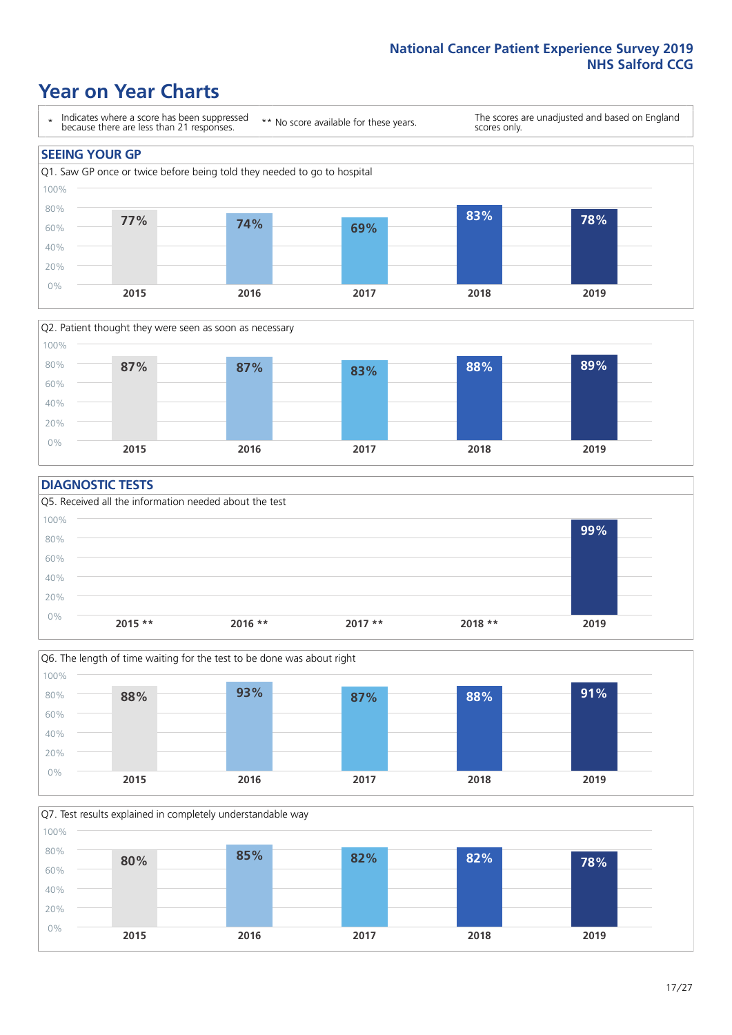# Year on Year Charts

\* Indicates where a score has been suppressed because there are less than 21 responses.

** No score available for these years.

The scores are unadjusted and based on England scores only.

## SEEING YOUR GP

Q1. Saw GP once or twice before being told they needed to go to hospital

| 2015 | 2016 | 2017 | 2018 | 2019 |
|---|---|---|---|---|
| 77% | 74% | 69% | 83% | 78% |

Q2. Patient thought they were seen as soon as necessary

| 2015 | 2016 | 2017 | 2018 | 2019 |
|---|---|---|---|---|
| 87% | 87% | 83% | 88% | 89% |

## DIAGNOSTIC TESTS

Q5. Received all the information needed about the test

| 2015 ** | 2016 ** | 2017 ** | 2018 ** | 2019 |
|---|---|---|---|---|
| | | | | 99% |

Q6. The length of time waiting for the test to be done was about right

| 2015 | 2016 | 2017 | 2018 | 2019 |
|---|---|---|---|---|
| 88% | 93% | 87% | 88% | 91% |

Q7. Test results explained in completely understandable way

| 2015 | 2016 | 2017 | 2018 | 2019 |
|---|---|---|---|---|
| 80% | 85% | 82% | 82% | 78% |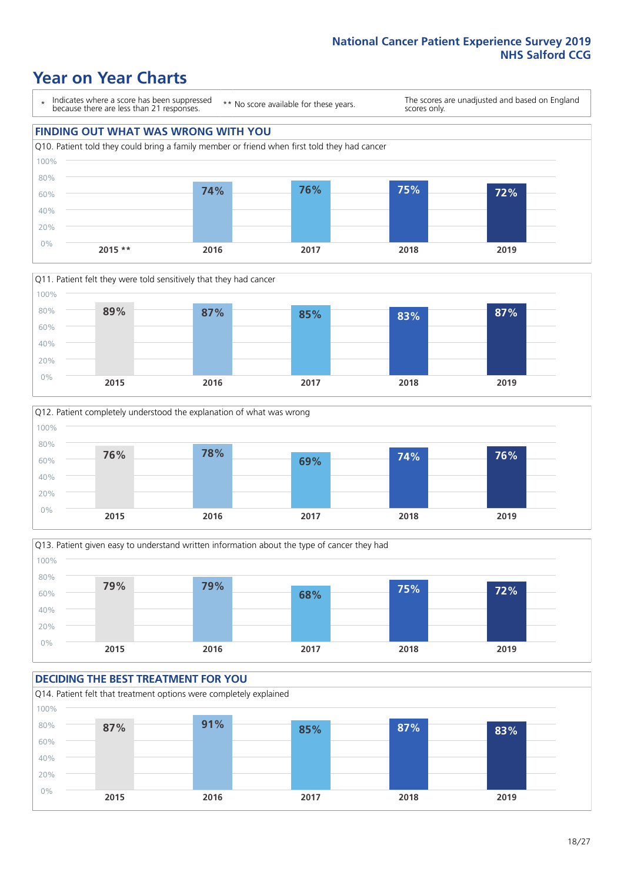# Year on Year Charts

| * Indicates where a score has been suppressed because there are less than 21 responses. | ** No score available for these years. | The scores are unadjusted and based on England scores only. |
|---|---|---|

## FINDING OUT WHAT WAS WRONG WITH YOU

Q10. Patient told they could bring a family member or friend when first told they had cancer

| 2015 ** | 2016 | 2017 | 2018 | 2019 |
|---|---|---|---|---|
| | 74% | 76% | 75% | 72% |

Q11. Patient felt they were told sensitively that they had cancer

| 2015 | 2016 | 2017 | 2018 | 2019 |
|---|---|---|---|---|
| 89% | 87% | 85% | 83% | 87% |

Q12. Patient completely understood the explanation of what was wrong

| 2015 | 2016 | 2017 | 2018 | 2019 |
|---|---|---|---|---|
| 76% | 78% | 69% | 74% | 76% |

Q13. Patient given easy to understand written information about the type of cancer they had

| 2015 | 2016 | 2017 | 2018 | 2019 |
|---|---|---|---|---|
| 79% | 79% | 68% | 75% | 72% |

## DECIDING THE BEST TREATMENT FOR YOU

Q14. Patient felt that treatment options were completely explained

| 2015 | 2016 | 2017 | 2018 | 2019 |
|---|---|---|---|---|
| 87% | 91% | 85% | 87% | 83% |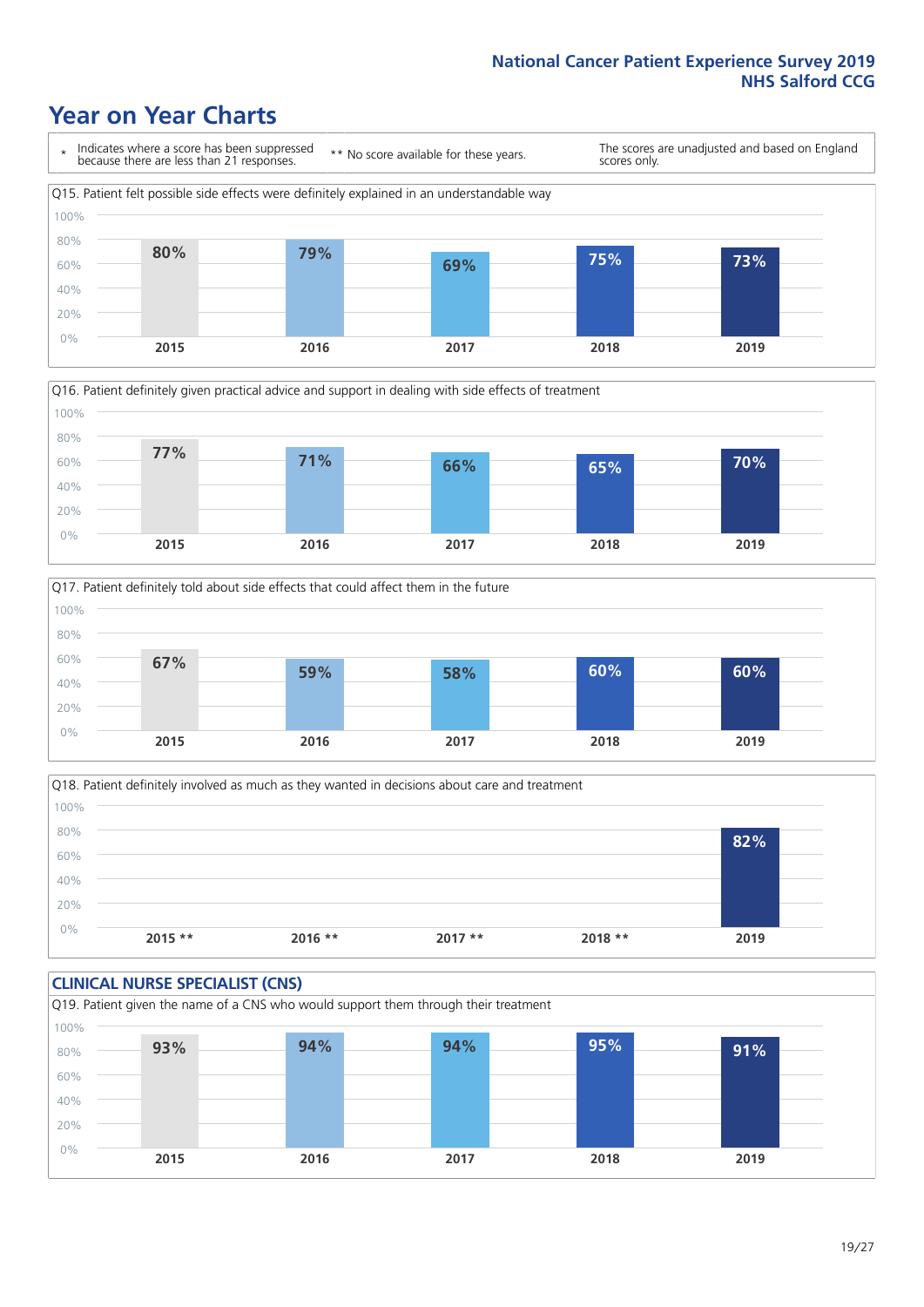# Year on Year Charts

\* Indicates where a score has been suppressed because there are less than 21 responses.

\*\* No score available for these years.

The scores are unadjusted and based on England scores only.

Q15. Patient felt possible side effects were definitely explained in an understandable way

| 2015 | 2016 | 2017 | 2018 | 2019 |
|---|---|---|---|---|
| 80% | 79% | 69% | 75% | 73% |

Q16. Patient definitely given practical advice and support in dealing with side effects of treatment

| 2015 | 2016 | 2017 | 2018 | 2019 |
|---|---|---|---|---|
| 77% | 71% | 66% | 65% | 70% |

Q17. Patient definitely told about side effects that could affect them in the future

| 2015 | 2016 | 2017 | 2018 | 2019 |
|---|---|---|---|---|
| 67% | 59% | 58% | 60% | 60% |

Q18. Patient definitely involved as much as they wanted in decisions about care and treatment

| 2015 ** | 2016 ** | 2017 ** | 2018 ** | 2019 |
|---|---|---|---|---|
| | | | | 82% |

## CLINICAL NURSE SPECIALIST (CNS)

Q19. Patient given the name of a CNS who would support them through their treatment

| 2015 | 2016 | 2017 | 2018 | 2019 |
|---|---|---|---|---|
| 93% | 94% | 94% | 95% | 91% |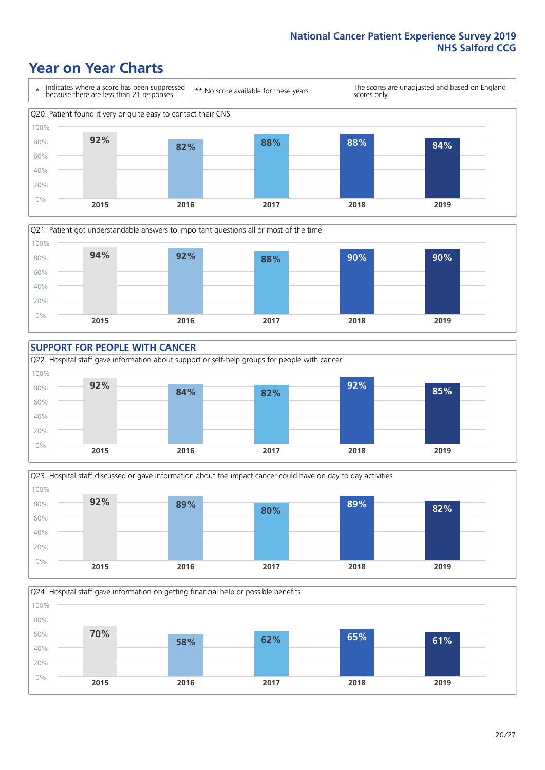# Year on Year Charts

\* Indicates where a score has been suppressed because there are less than 21 responses.

\*\* No score available for these years.

The scores are unadjusted and based on England scores only.

Q20. Patient found it very or quite easy to contact their CNS

| 2015 | 2016 | 2017 | 2018 | 2019 |
|---|---|---|---|---|
| 92% | 82% | 88% | 88% | 84% |

Q21. Patient got understandable answers to important questions all or most of the time

| 2015 | 2016 | 2017 | 2018 | 2019 |
|---|---|---|---|---|
| 94% | 92% | 88% | 90% | 90% |

## SUPPORT FOR PEOPLE WITH CANCER

Q22. Hospital staff gave information about support or self-help groups for people with cancer

| 2015 | 2016 | 2017 | 2018 | 2019 |
|---|---|---|---|---|
| 92% | 84% | 82% | 92% | 85% |

Q23. Hospital staff discussed or gave information about the impact cancer could have on day to day activities

| 2015 | 2016 | 2017 | 2018 | 2019 |
|---|---|---|---|---|
| 92% | 89% | 80% | 89% | 82% |

Q24. Hospital staff gave information on getting financial help or possible benefits

| 2015 | 2016 | 2017 | 2018 | 2019 |
|---|---|---|---|---|
| 70% | 58% | 62% | 65% | 61% |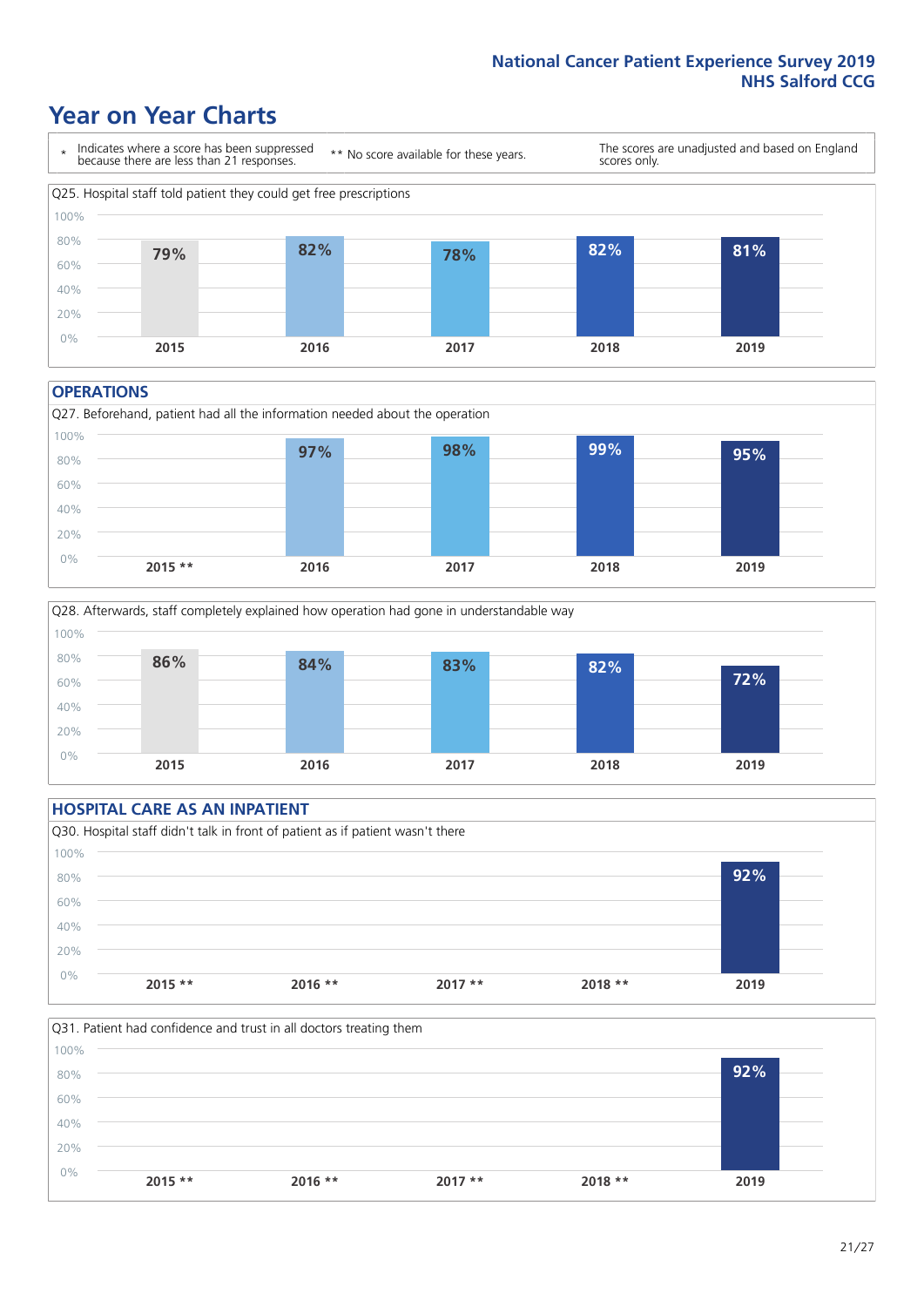# Year on Year Charts

\* Indicates where a score has been suppressed because there are less than 21 responses.

** No score available for these years.

The scores are unadjusted and based on England scores only.

Q25. Hospital staff told patient they could get free prescriptions

| 2015 | 2016 | 2017 | 2018 | 2019 |
|---|---|---|---|---|
| 79% | 82% | 78% | 82% | 81% |

## OPERATIONS

Q27. Beforehand, patient had all the information needed about the operation

| 2015 ** | 2016 | 2017 | 2018 | 2019 |
|---|---|---|---|---|
| | 97% | 98% | 99% | 95% |

Q28. Afterwards, staff completely explained how operation had gone in understandable way

| 2015 | 2016 | 2017 | 2018 | 2019 |
|---|---|---|---|---|
| 86% | 84% | 83% | 82% | 72% |

## HOSPITAL CARE AS AN INPATIENT

Q30. Hospital staff didn't talk in front of patient as if patient wasn't there

| 2015 ** | 2016 ** | 2017 ** | 2018 ** | 2019 |
|---|---|---|---|---|
| | | | | 92% |

Q31. Patient had confidence and trust in all doctors treating them

| 2015 ** | 2016 ** | 2017 ** | 2018 ** | 2019 |
|---|---|---|---|---|
| | | | | 92% |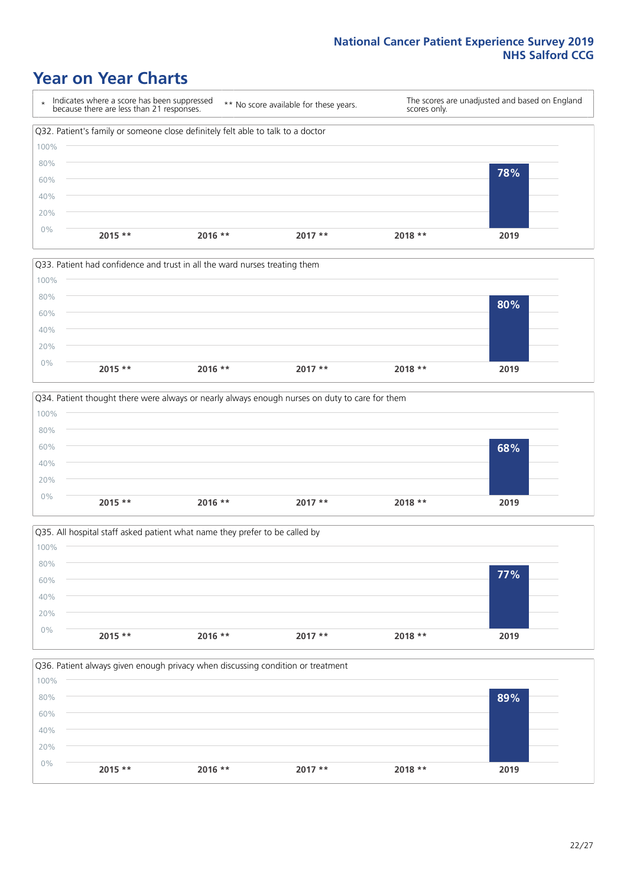# Year on Year Charts

\* Indicates where a score has been suppressed because there are less than 21 responses.

\*\* No score available for these years.

The scores are unadjusted and based on England scores only.

Q32. Patient's family or someone close definitely felt able to talk to a doctor

| 2015 ** | 2016 ** | 2017 ** | 2018 ** | 2019 |
|---|---|---|---|---|
| | | | | 78% |

Q33. Patient had confidence and trust in all the ward nurses treating them

| 2015 ** | 2016 ** | 2017 ** | 2018 ** | 2019 |
|---|---|---|---|---|
| | | | | 80% |

Q34. Patient thought there were always or nearly always enough nurses on duty to care for them

| 2015 ** | 2016 ** | 2017 ** | 2018 ** | 2019 |
|---|---|---|---|---|
| | | | | 68% |

Q35. All hospital staff asked patient what name they prefer to be called by

| 2015 ** | 2016 ** | 2017 ** | 2018 ** | 2019 |
|---|---|---|---|---|
| | | | | 77% |

Q36. Patient always given enough privacy when discussing condition or treatment

| 2015 ** | 2016 ** | 2017 ** | 2018 ** | 2019 |
|---|---|---|---|---|
| | | | | 89% |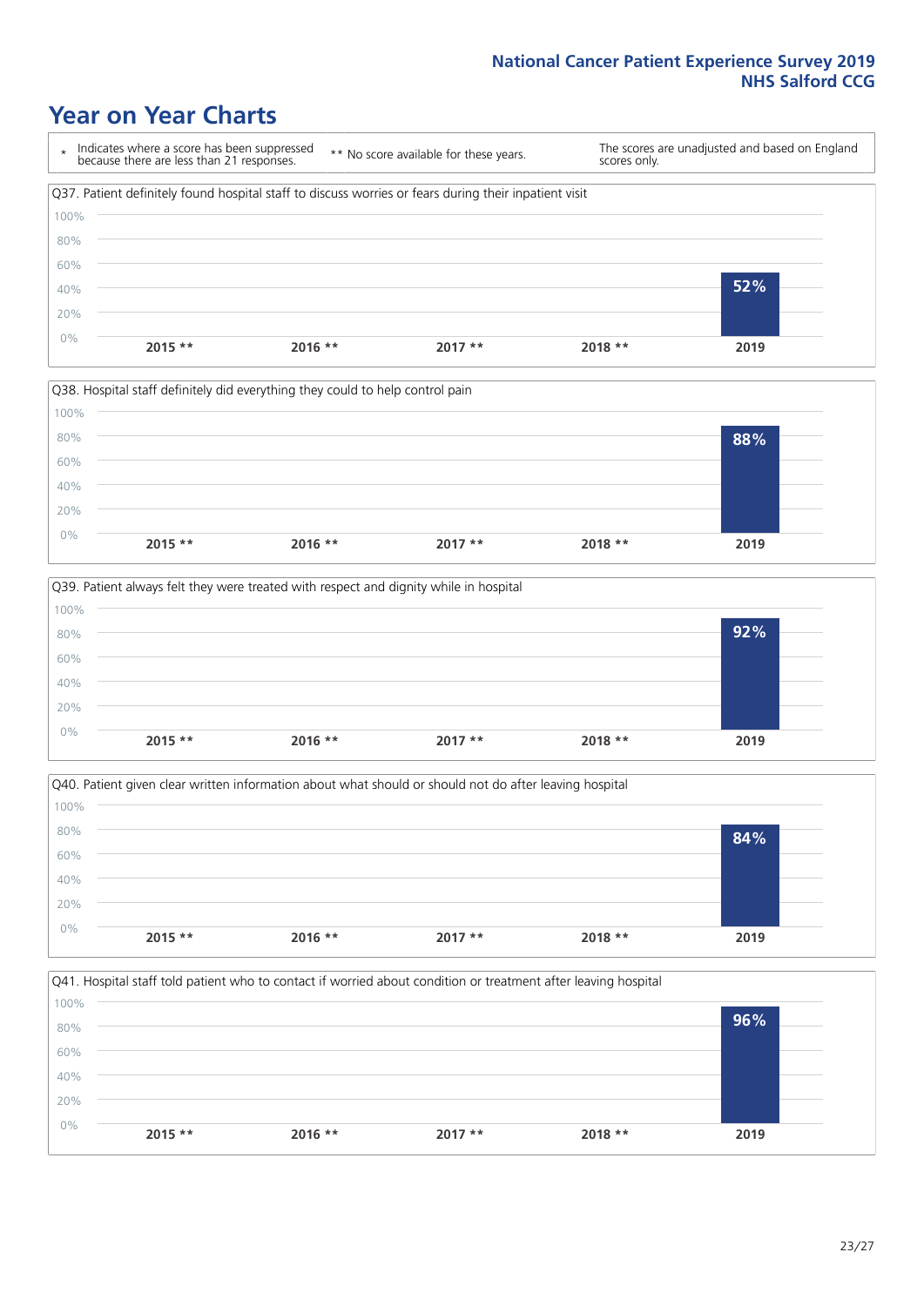# Year on Year Charts

\* Indicates where a score has been suppressed because there are less than 21 responses.

** No score available for these years.

The scores are unadjusted and based on England scores only.

Q37. Patient definitely found hospital staff to discuss worries or fears during their inpatient visit

| 2015 ** | 2016 ** | 2017 ** | 2018 ** | 2019 |
|---|---|---|---|---|
| | | | | 52% |

Q38. Hospital staff definitely did everything they could to help control pain

| 2015 ** | 2016 ** | 2017 ** | 2018 ** | 2019 |
|---|---|---|---|---|
| | | | | 88% |

Q39. Patient always felt they were treated with respect and dignity while in hospital

| 2015 ** | 2016 ** | 2017 ** | 2018 ** | 2019 |
|---|---|---|---|---|
| | | | | 92% |

Q40. Patient given clear written information about what should or should not do after leaving hospital

| 2015 ** | 2016 ** | 2017 ** | 2018 ** | 2019 |
|---|---|---|---|---|
| | | | | 84% |

Q41. Hospital staff told patient who to contact if worried about condition or treatment after leaving hospital

| 2015 ** | 2016 ** | 2017 ** | 2018 ** | 2019 |
|---|---|---|---|---|
| | | | | 96% |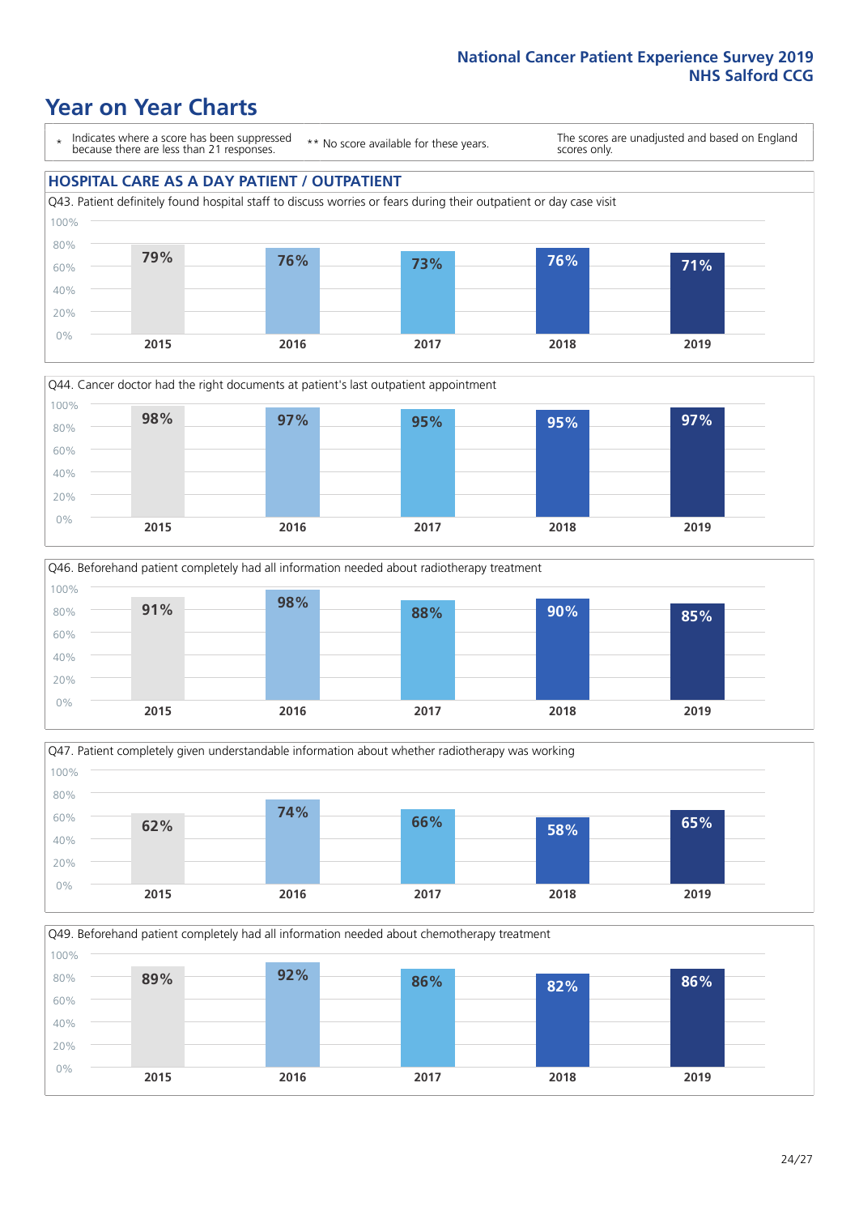# Year on Year Charts

\* Indicates where a score has been suppressed because there are less than 21 responses.

\*\* No score available for these years.

The scores are unadjusted and based on England scores only.

## HOSPITAL CARE AS A DAY PATIENT / OUTPATIENT

Q43. Patient definitely found hospital staff to discuss worries or fears during their outpatient or day case visit

| 2015 | 2016 | 2017 | 2018 | 2019 |
|---|---|---|---|---|
| 79% | 76% | 73% | 76% | 71% |

Q44. Cancer doctor had the right documents at patient's last outpatient appointment

| 2015 | 2016 | 2017 | 2018 | 2019 |
|---|---|---|---|---|
| 98% | 97% | 95% | 95% | 97% |

Q46. Beforehand patient completely had all information needed about radiotherapy treatment

| 2015 | 2016 | 2017 | 2018 | 2019 |
|---|---|---|---|---|
| 91% | 98% | 88% | 90% | 85% |

Q47. Patient completely given understandable information about whether radiotherapy was working

| 2015 | 2016 | 2017 | 2018 | 2019 |
|---|---|---|---|---|
| 62% | 74% | 66% | 58% | 65% |

Q49. Beforehand patient completely had all information needed about chemotherapy treatment

| 2015 | 2016 | 2017 | 2018 | 2019 |
|---|---|---|---|---|
| 89% | 92% | 86% | 82% | 86% |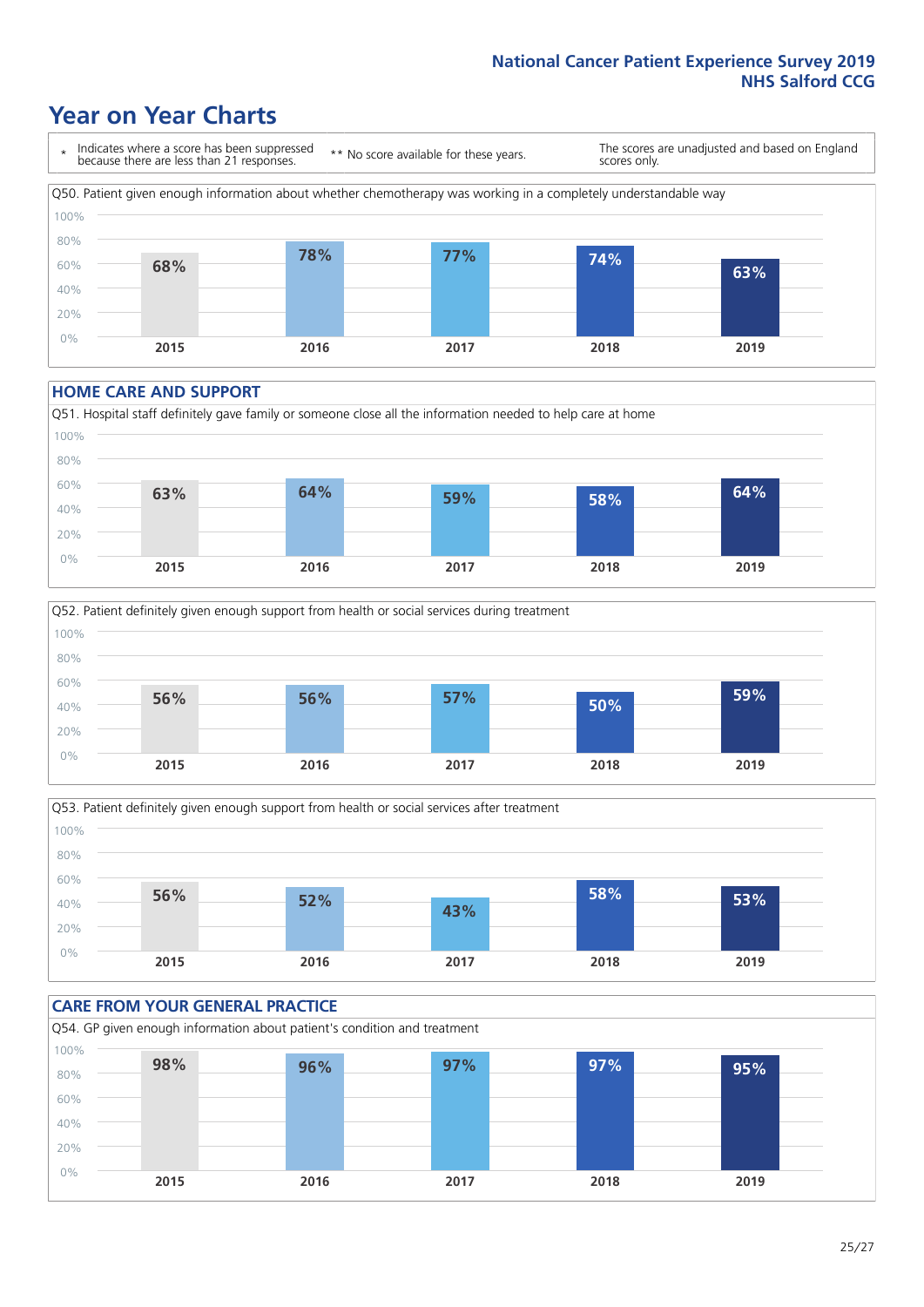# Year on Year Charts

\* Indicates where a score has been suppressed because there are less than 21 responses.

\*\* No score available for these years.

The scores are unadjusted and based on England scores only.

Q50. Patient given enough information about whether chemotherapy was working in a completely understandable way

| 2015 | 2016 | 2017 | 2018 | 2019 |
|---|---|---|---|---|
| 68% | 78% | 77% | 74% | 63% |

## HOME CARE AND SUPPORT

Q51. Hospital staff definitely gave family or someone close all the information needed to help care at home

| 2015 | 2016 | 2017 | 2018 | 2019 |
|---|---|---|---|---|
| 63% | 64% | 59% | 58% | 64% |

Q52. Patient definitely given enough support from health or social services during treatment

| 2015 | 2016 | 2017 | 2018 | 2019 |
|---|---|---|---|---|
| 56% | 56% | 57% | 50% | 59% |

Q53. Patient definitely given enough support from health or social services after treatment

| 2015 | 2016 | 2017 | 2018 | 2019 |
|---|---|---|---|---|
| 56% | 52% | 43% | 58% | 53% |

## CARE FROM YOUR GENERAL PRACTICE

Q54. GP given enough information about patient's condition and treatment

| 2015 | 2016 | 2017 | 2018 | 2019 |
|---|---|---|---|---|
| 98% | 96% | 97% | 97% | 95% |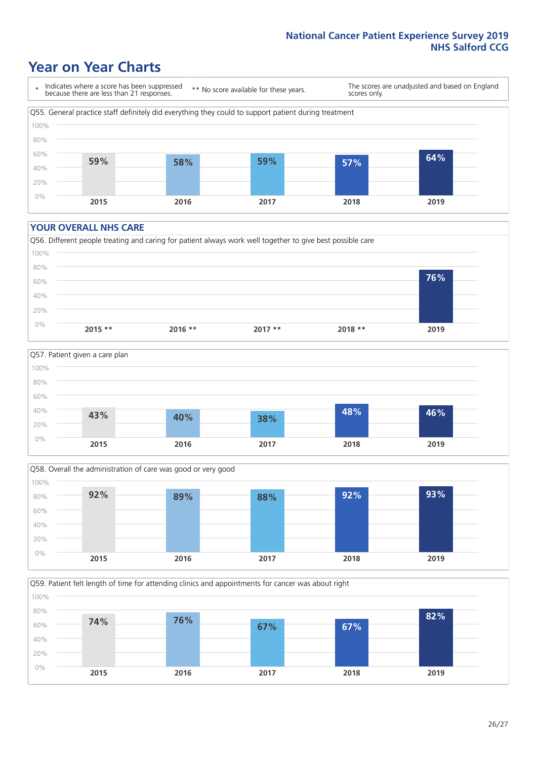National Cancer Patient Experience Survey 2019
NHS Salford CCG

# Year on Year Charts

\* Indicates where a score has been suppressed because there are less than 21 responses.

** No score available for these years.

The scores are unadjusted and based on England scores only.

Q55. General practice staff definitely did everything they could to support patient during treatment

| 2015 | 2016 | 2017 | 2018 | 2019 |
|---|---|---|---|---|
| 59% | 58% | 59% | 57% | 64% |

## YOUR OVERALL NHS CARE

Q56. Different people treating and caring for patient always work well together to give best possible care

| 2015 ** | 2016 ** | 2017 ** | 2018 ** | 2019 |
|---|---|---|---|---|
| | | | | 76% |

Q57. Patient given a care plan

| 2015 | 2016 | 2017 | 2018 | 2019 |
|---|---|---|---|---|
| 43% | 40% | 38% | 48% | 46% |

Q58. Overall the administration of care was good or very good

| 2015 | 2016 | 2017 | 2018 | 2019 |
|---|---|---|---|---|
| 92% | 89% | 88% | 92% | 93% |

Q59. Patient felt length of time for attending clinics and appointments for cancer was about right

| 2015 | 2016 | 2017 | 2018 | 2019 |
|---|---|---|---|---|
| 74% | 76% | 67% | 67% | 82% |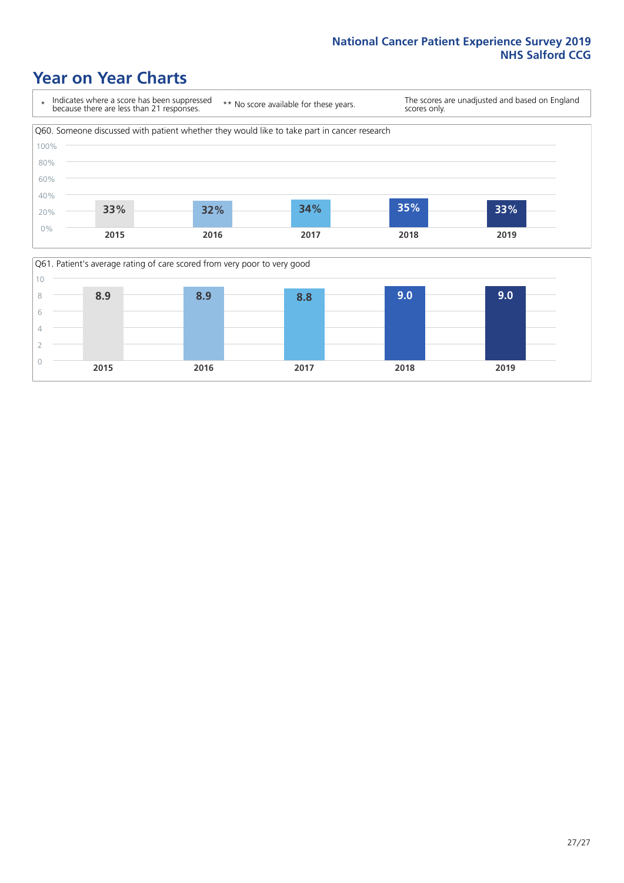# Year on Year Charts

\* Indicates where a score has been suppressed because there are less than 21 responses.

** No score available for these years.

The scores are unadjusted and based on England scores only.

Q60. Someone discussed with patient whether they would like to take part in cancer research

100%
80%
60%
40%
20%
0%

33% 2015
32% 2016
34% 2017
35% 2018
33% 2019

Q61. Patient's average rating of care scored from very poor to very good

10
8
6
4
2
0

8.9 2015
8.9 2016
8.8 2017
9.0 2018
9.0 2019